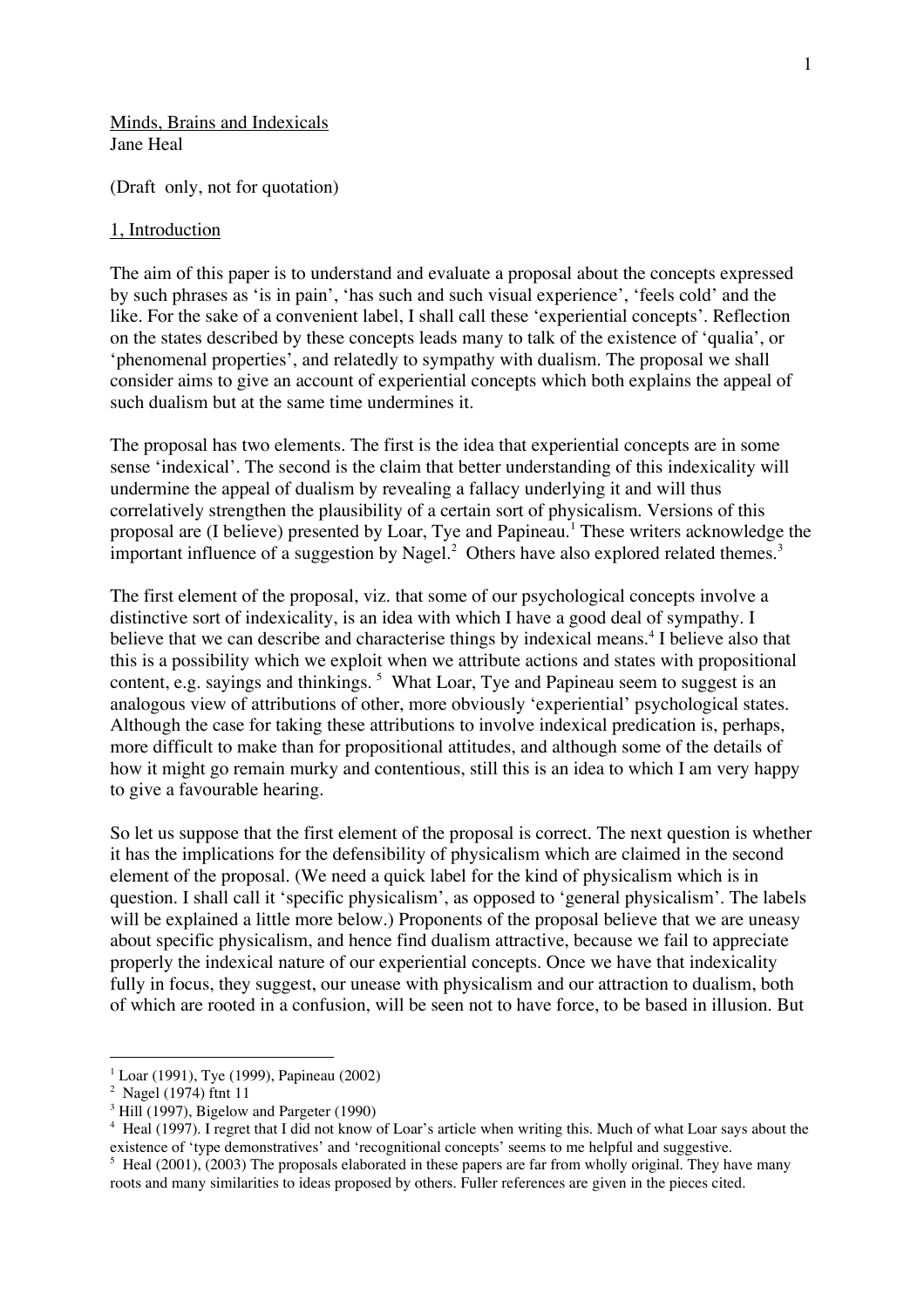Minds, Brains and Indexicals

Jane Heal

(Draft only, not for quotation)

## 1, Introduction

The aim of this paper is to understand and evaluate a proposal about the concepts expressed by such phrases as 'is in pain', 'has such and such visual experience', 'feels cold' and the like. For the sake of a convenient label, I shall call these 'experiential concepts'. Reflection on the states described by these concepts leads many to talk of the existence of 'qualia', or 'phenomenal properties', and relatedly to sympathy with dualism. The proposal we shall consider aims to give an account of experiential concepts which both explains the appeal of such dualism but at the same time undermines it.

The proposal has two elements. The first is the idea that experiential concepts are in some sense 'indexical'. The second is the claim that better understanding of this indexicality will undermine the appeal of dualism by revealing a fallacy underlying it and will thus correlatively strengthen the plausibility of a certain sort of physicalism. Versions of this proposal are (I believe) presented by Loar, Tye and Papineau.[1] These writers acknowledge the important influence of a suggestion by Nagel.[2] Others have also explored related themes.[3]

The first element of the proposal, viz. that some of our psychological concepts involve a distinctive sort of indexicality, is an idea with which I have a good deal of sympathy. I believe that we can describe and characterise things by indexical means.[4] I believe also that this is a possibility which we exploit when we attribute actions and states with propositional content, e.g. sayings and thinkings.[5] What Loar, Tye and Papineau seem to suggest is an analogous view of attributions of other, more obviously 'experiential' psychological states. Although the case for taking these attributions to involve indexical predication is, perhaps, more difficult to make than for propositional attitudes, and although some of the details of how it might go remain murky and contentious, still this is an idea to which I am very happy to give a favourable hearing.

So let us suppose that the first element of the proposal is correct. The next question is whether it has the implications for the defensibility of physicalism which are claimed in the second element of the proposal. (We need a quick label for the kind of physicalism which is in question. I shall call it 'specific physicalism', as opposed to 'general physicalism'. The labels will be explained a little more below.) Proponents of the proposal believe that we are uneasy about specific physicalism, and hence find dualism attractive, because we fail to appreciate properly the indexical nature of our experiential concepts. Once we have that indexicality fully in focus, they suggest, our unease with physicalism and our attraction to dualism, both of which are rooted in a confusion, will be seen not to have force, to be based in illusion. But

---

[1] Loar (1991), Tye (1999), Papineau (2002)

[2] Nagel (1974) ftnt 11

[3] Hill (1997), Bigelow and Pargeter (1990)

[4] Heal (1997). I regret that I did not know of Loar's article when writing this. Much of what Loar says about the existence of 'type demonstratives' and 'recognitional concepts' seems to me helpful and suggestive.

[5] Heal (2001), (2003) The proposals elaborated in these papers are far from wholly original. They have many roots and many similarities to ideas proposed by others. Fuller references are given in the pieces cited.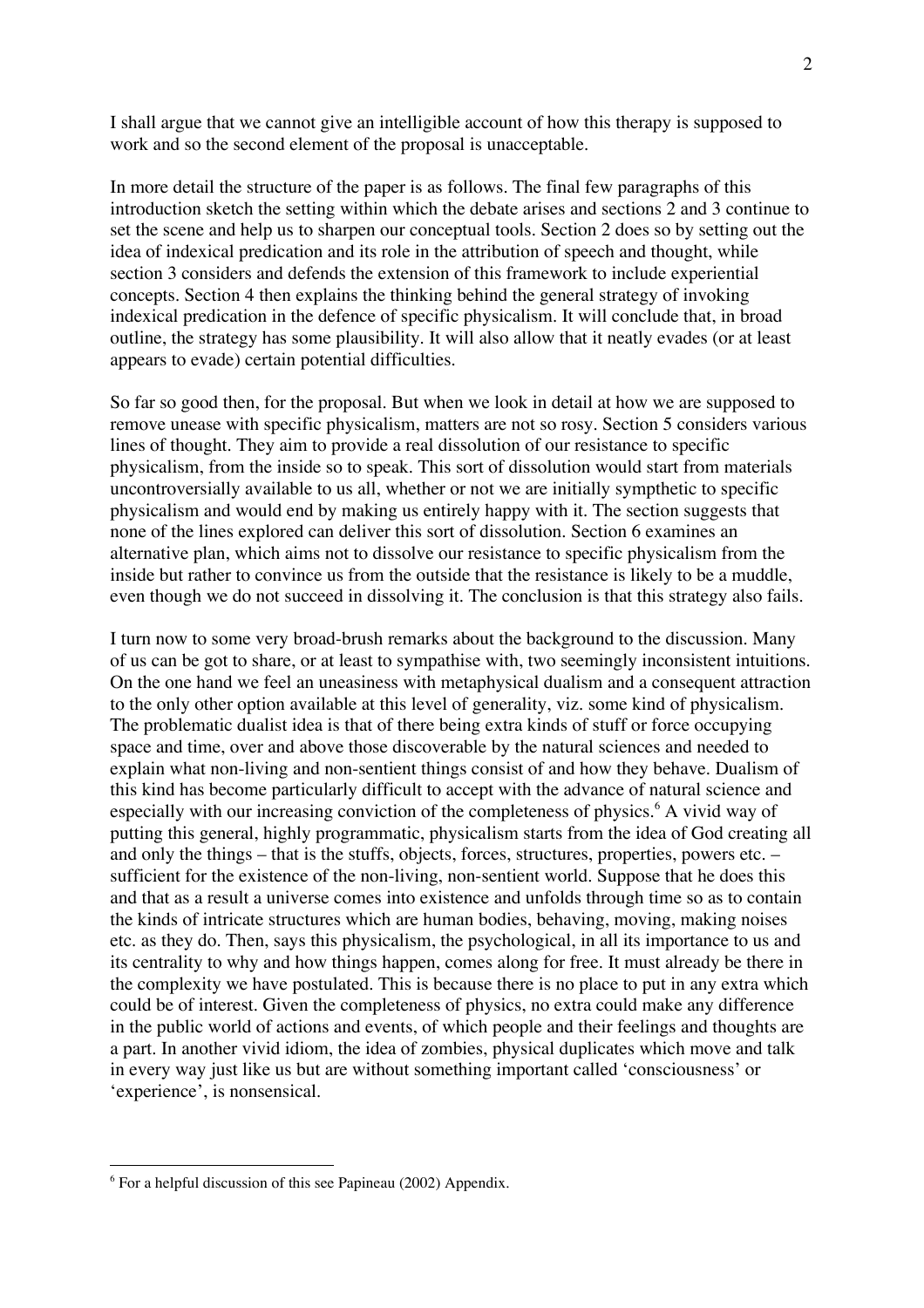I shall argue that we cannot give an intelligible account of how this therapy is supposed to work and so the second element of the proposal is unacceptable.

In more detail the structure of the paper is as follows. The final few paragraphs of this introduction sketch the setting within which the debate arises and sections 2 and 3 continue to set the scene and help us to sharpen our conceptual tools. Section 2 does so by setting out the idea of indexical predication and its role in the attribution of speech and thought, while section 3 considers and defends the extension of this framework to include experiential concepts. Section 4 then explains the thinking behind the general strategy of invoking indexical predication in the defence of specific physicalism. It will conclude that, in broad outline, the strategy has some plausibility. It will also allow that it neatly evades (or at least appears to evade) certain potential difficulties.

So far so good then, for the proposal. But when we look in detail at how we are supposed to remove unease with specific physicalism, matters are not so rosy. Section 5 considers various lines of thought. They aim to provide a real dissolution of our resistance to specific physicalism, from the inside so to speak. This sort of dissolution would start from materials uncontroversially available to us all, whether or not we are initially sympthetic to specific physicalism and would end by making us entirely happy with it. The section suggests that none of the lines explored can deliver this sort of dissolution. Section 6 examines an alternative plan, which aims not to dissolve our resistance to specific physicalism from the inside but rather to convince us from the outside that the resistance is likely to be a muddle, even though we do not succeed in dissolving it. The conclusion is that this strategy also fails.

I turn now to some very broad-brush remarks about the background to the discussion. Many of us can be got to share, or at least to sympathise with, two seemingly inconsistent intuitions. On the one hand we feel an uneasiness with metaphysical dualism and a consequent attraction to the only other option available at this level of generality, viz. some kind of physicalism. The problematic dualist idea is that of there being extra kinds of stuff or force occupying space and time, over and above those discoverable by the natural sciences and needed to explain what non-living and non-sentient things consist of and how they behave. Dualism of this kind has become particularly difficult to accept with the advance of natural science and especially with our increasing conviction of the completeness of physics.[6] A vivid way of putting this general, highly programmatic, physicalism starts from the idea of God creating all and only the things – that is the stuffs, objects, forces, structures, properties, powers etc. – sufficient for the existence of the non-living, non-sentient world. Suppose that he does this and that as a result a universe comes into existence and unfolds through time so as to contain the kinds of intricate structures which are human bodies, behaving, moving, making noises etc. as they do. Then, says this physicalism, the psychological, in all its importance to us and its centrality to why and how things happen, comes along for free. It must already be there in the complexity we have postulated. This is because there is no place to put in any extra which could be of interest. Given the completeness of physics, no extra could make any difference in the public world of actions and events, of which people and their feelings and thoughts are a part. In another vivid idiom, the idea of zombies, physical duplicates which move and talk in every way just like us but are without something important called 'consciousness' or 'experience', is nonsensical.

[6] For a helpful discussion of this see Papineau (2002) Appendix.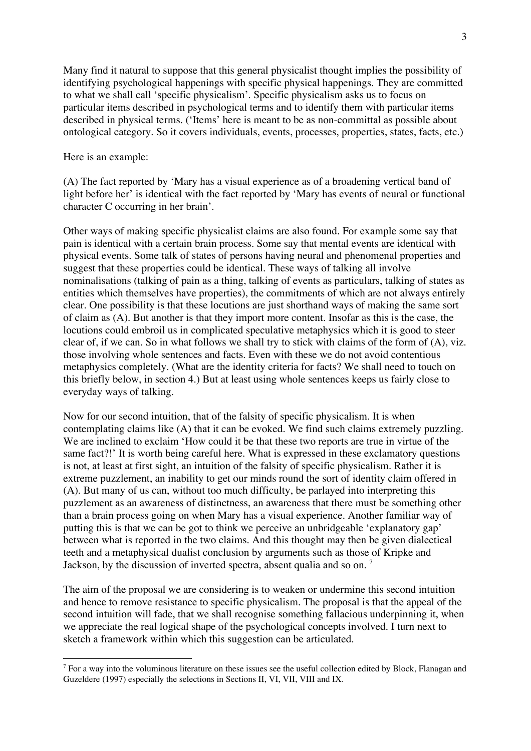Many find it natural to suppose that this general physicalist thought implies the possibility of identifying psychological happenings with specific physical happenings. They are committed to what we shall call 'specific physicalism'. Specific physicalism asks us to focus on particular items described in psychological terms and to identify them with particular items described in physical terms. ('Items' here is meant to be as non-committal as possible about ontological category. So it covers individuals, events, processes, properties, states, facts, etc.)

Here is an example:

(A) The fact reported by 'Mary has a visual experience as of a broadening vertical band of light before her' is identical with the fact reported by 'Mary has events of neural or functional character C occurring in her brain'.

Other ways of making specific physicalist claims are also found. For example some say that pain is identical with a certain brain process. Some say that mental events are identical with physical events. Some talk of states of persons having neural and phenomenal properties and suggest that these properties could be identical. These ways of talking all involve nominalisations (talking of pain as a thing, talking of events as particulars, talking of states as entities which themselves have properties), the commitments of which are not always entirely clear. One possibility is that these locutions are just shorthand ways of making the same sort of claim as (A). But another is that they import more content. Insofar as this is the case, the locutions could embroil us in complicated speculative metaphysics which it is good to steer clear of, if we can. So in what follows we shall try to stick with claims of the form of (A), viz. those involving whole sentences and facts. Even with these we do not avoid contentious metaphysics completely. (What are the identity criteria for facts? We shall need to touch on this briefly below, in section 4.) But at least using whole sentences keeps us fairly close to everyday ways of talking.

Now for our second intuition, that of the falsity of specific physicalism. It is when contemplating claims like (A) that it can be evoked. We find such claims extremely puzzling. We are inclined to exclaim 'How could it be that these two reports are true in virtue of the same fact?!' It is worth being careful here. What is expressed in these exclamatory questions is not, at least at first sight, an intuition of the falsity of specific physicalism. Rather it is extreme puzzlement, an inability to get our minds round the sort of identity claim offered in (A). But many of us can, without too much difficulty, be parlayed into interpreting this puzzlement as an awareness of distinctness, an awareness that there must be something other than a brain process going on when Mary has a visual experience. Another familiar way of putting this is that we can be got to think we perceive an unbridgeable 'explanatory gap' between what is reported in the two claims. And this thought may then be given dialectical teeth and a metaphysical dualist conclusion by arguments such as those of Kripke and Jackson, by the discussion of inverted spectra, absent qualia and so on. [7]

The aim of the proposal we are considering is to weaken or undermine this second intuition and hence to remove resistance to specific physicalism. The proposal is that the appeal of the second intuition will fade, that we shall recognise something fallacious underpinning it, when we appreciate the real logical shape of the psychological concepts involved. I turn next to sketch a framework within which this suggestion can be articulated.

[7] For a way into the voluminous literature on these issues see the useful collection edited by Block, Flanagan and Guzeldere (1997) especially the selections in Sections II, VI, VII, VIII and IX.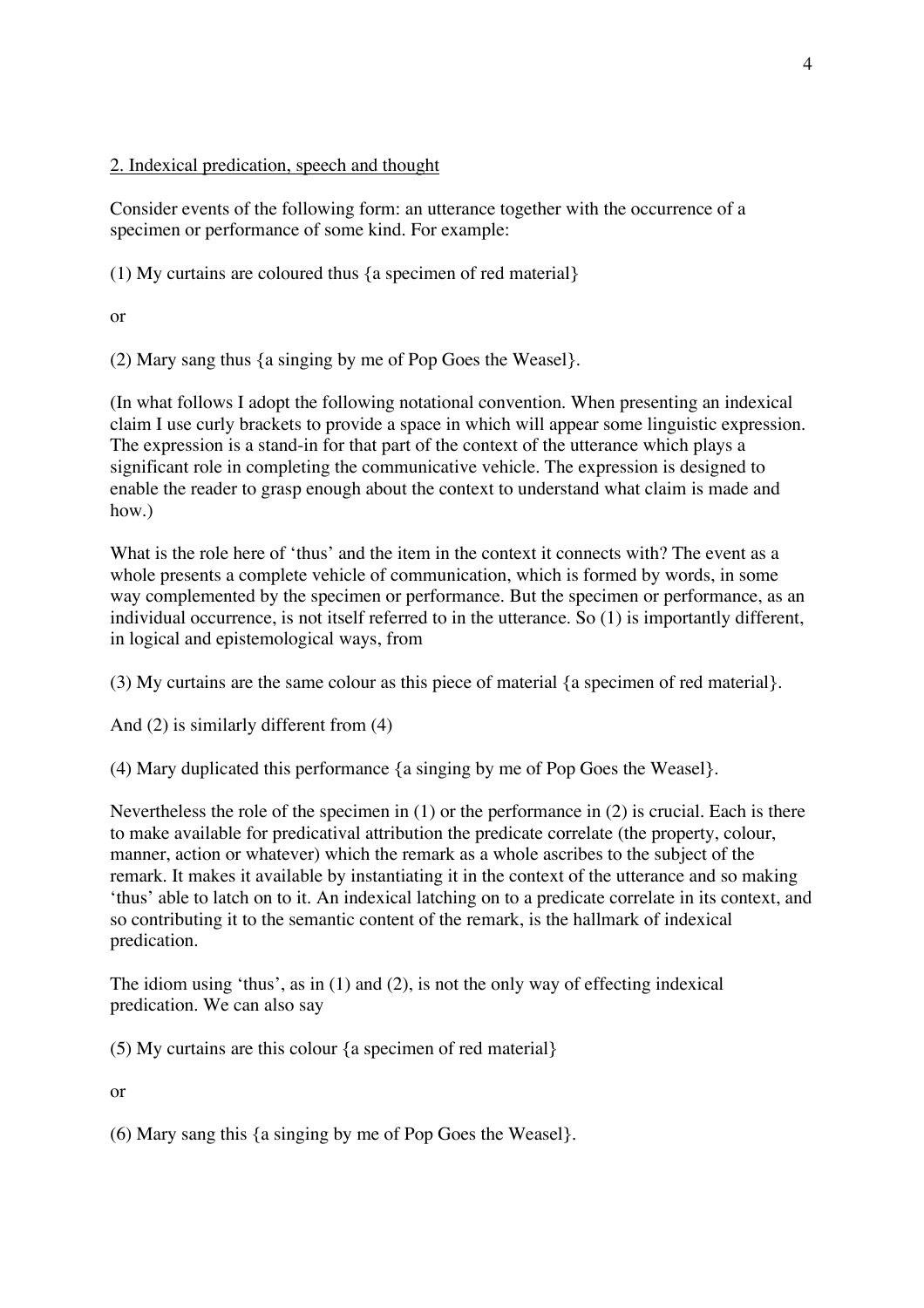## 2. Indexical predication, speech and thought

Consider events of the following form: an utterance together with the occurrence of a specimen or performance of some kind. For example:

(1) My curtains are coloured thus {a specimen of red material}

or

(2) Mary sang thus {a singing by me of Pop Goes the Weasel}.

(In what follows I adopt the following notational convention. When presenting an indexical claim I use curly brackets to provide a space in which will appear some linguistic expression. The expression is a stand-in for that part of the context of the utterance which plays a significant role in completing the communicative vehicle. The expression is designed to enable the reader to grasp enough about the context to understand what claim is made and how.)

What is the role here of 'thus' and the item in the context it connects with? The event as a whole presents a complete vehicle of communication, which is formed by words, in some way complemented by the specimen or performance. But the specimen or performance, as an individual occurrence, is not itself referred to in the utterance. So (1) is importantly different, in logical and epistemological ways, from

(3) My curtains are the same colour as this piece of material {a specimen of red material}.

And (2) is similarly different from (4)

(4) Mary duplicated this performance {a singing by me of Pop Goes the Weasel}.

Nevertheless the role of the specimen in (1) or the performance in (2) is crucial. Each is there to make available for predicatival attribution the predicate correlate (the property, colour, manner, action or whatever) which the remark as a whole ascribes to the subject of the remark. It makes it available by instantiating it in the context of the utterance and so making 'thus' able to latch on to it. An indexical latching on to a predicate correlate in its context, and so contributing it to the semantic content of the remark, is the hallmark of indexical predication.

The idiom using 'thus', as in (1) and (2), is not the only way of effecting indexical predication. We can also say

(5) My curtains are this colour {a specimen of red material}

or

(6) Mary sang this {a singing by me of Pop Goes the Weasel}.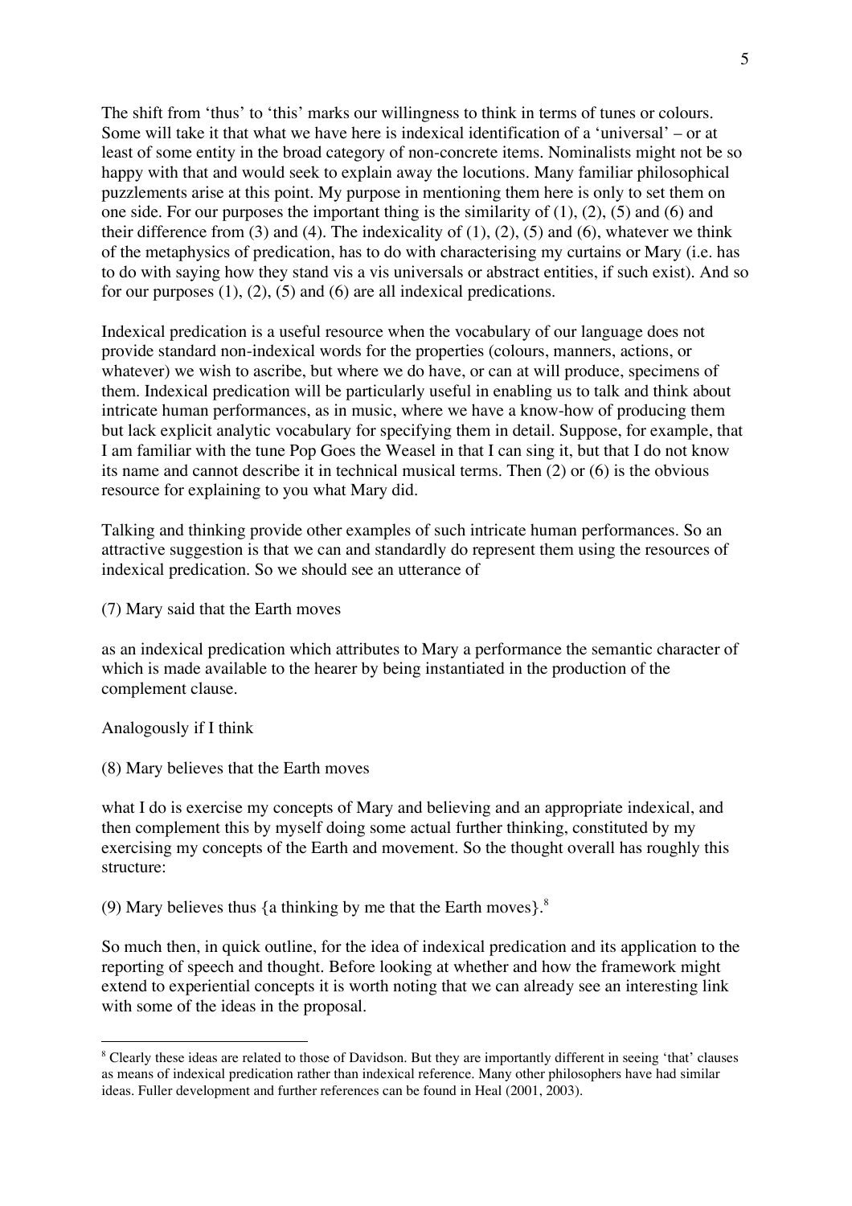The shift from 'thus' to 'this' marks our willingness to think in terms of tunes or colours. Some will take it that what we have here is indexical identification of a 'universal' – or at least of some entity in the broad category of non-concrete items. Nominalists might not be so happy with that and would seek to explain away the locutions. Many familiar philosophical puzzlements arise at this point. My purpose in mentioning them here is only to set them on one side. For our purposes the important thing is the similarity of (1), (2), (5) and (6) and their difference from (3) and (4). The indexicality of (1), (2), (5) and (6), whatever we think of the metaphysics of predication, has to do with characterising my curtains or Mary (i.e. has to do with saying how they stand vis a vis universals or abstract entities, if such exist). And so for our purposes (1), (2), (5) and (6) are all indexical predications.

Indexical predication is a useful resource when the vocabulary of our language does not provide standard non-indexical words for the properties (colours, manners, actions, or whatever) we wish to ascribe, but where we do have, or can at will produce, specimens of them. Indexical predication will be particularly useful in enabling us to talk and think about intricate human performances, as in music, where we have a know-how of producing them but lack explicit analytic vocabulary for specifying them in detail. Suppose, for example, that I am familiar with the tune Pop Goes the Weasel in that I can sing it, but that I do not know its name and cannot describe it in technical musical terms. Then (2) or (6) is the obvious resource for explaining to you what Mary did.

Talking and thinking provide other examples of such intricate human performances. So an attractive suggestion is that we can and standardly do represent them using the resources of indexical predication. So we should see an utterance of

(7) Mary said that the Earth moves

as an indexical predication which attributes to Mary a performance the semantic character of which is made available to the hearer by being instantiated in the production of the complement clause.

Analogously if I think

(8) Mary believes that the Earth moves

what I do is exercise my concepts of Mary and believing and an appropriate indexical, and then complement this by myself doing some actual further thinking, constituted by my exercising my concepts of the Earth and movement. So the thought overall has roughly this structure:

(9) Mary believes thus {a thinking by me that the Earth moves}.[8]

So much then, in quick outline, for the idea of indexical predication and its application to the reporting of speech and thought. Before looking at whether and how the framework might extend to experiential concepts it is worth noting that we can already see an interesting link with some of the ideas in the proposal.

[8] Clearly these ideas are related to those of Davidson. But they are importantly different in seeing 'that' clauses as means of indexical predication rather than indexical reference. Many other philosophers have had similar ideas. Fuller development and further references can be found in Heal (2001, 2003).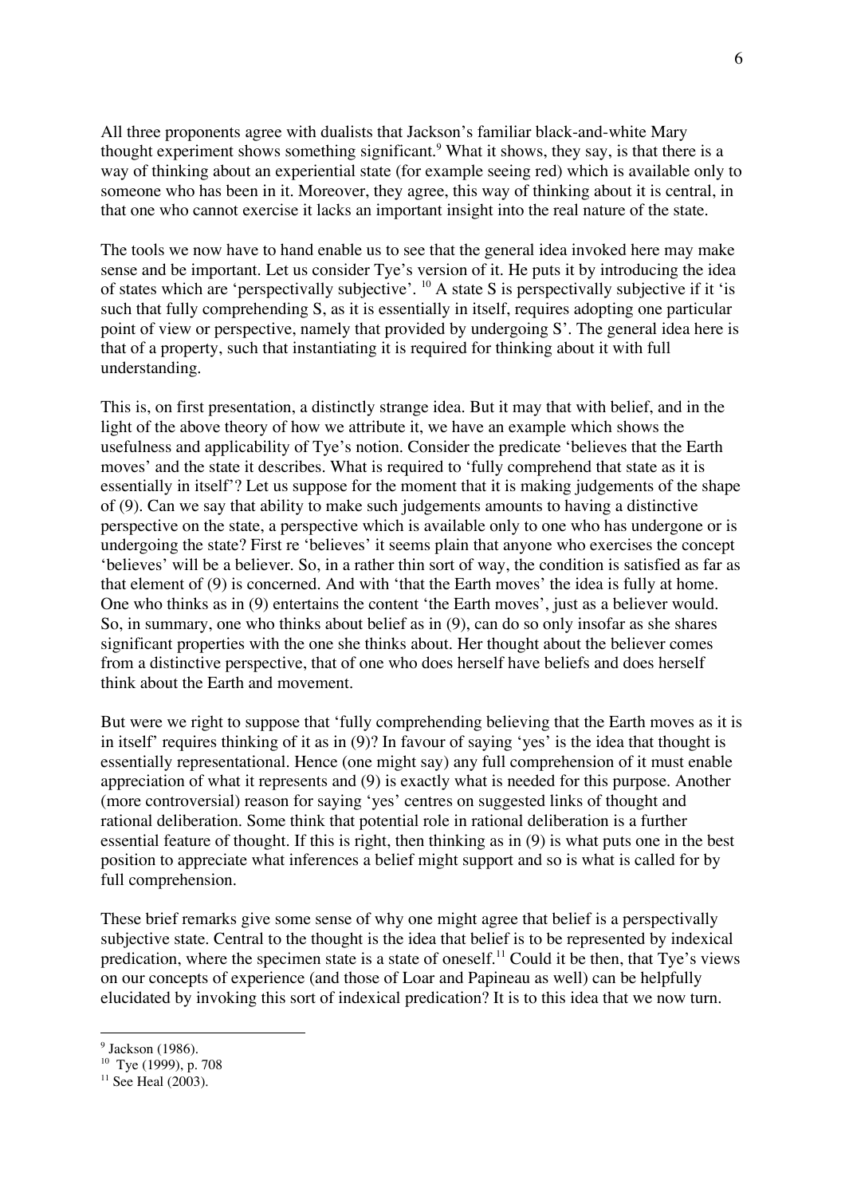All three proponents agree with dualists that Jackson's familiar black-and-white Mary thought experiment shows something significant.[9] What it shows, they say, is that there is a way of thinking about an experiential state (for example seeing red) which is available only to someone who has been in it. Moreover, they agree, this way of thinking about it is central, in that one who cannot exercise it lacks an important insight into the real nature of the state.

The tools we now have to hand enable us to see that the general idea invoked here may make sense and be important. Let us consider Tye's version of it. He puts it by introducing the idea of states which are 'perspectivally subjective'. [10] A state S is perspectivally subjective if it 'is such that fully comprehending S, as it is essentially in itself, requires adopting one particular point of view or perspective, namely that provided by undergoing S'. The general idea here is that of a property, such that instantiating it is required for thinking about it with full understanding.

This is, on first presentation, a distinctly strange idea. But it may that with belief, and in the light of the above theory of how we attribute it, we have an example which shows the usefulness and applicability of Tye's notion. Consider the predicate 'believes that the Earth moves' and the state it describes. What is required to 'fully comprehend that state as it is essentially in itself'? Let us suppose for the moment that it is making judgements of the shape of (9). Can we say that ability to make such judgements amounts to having a distinctive perspective on the state, a perspective which is available only to one who has undergone or is undergoing the state? First re 'believes' it seems plain that anyone who exercises the concept 'believes' will be a believer. So, in a rather thin sort of way, the condition is satisfied as far as that element of (9) is concerned. And with 'that the Earth moves' the idea is fully at home. One who thinks as in (9) entertains the content 'the Earth moves', just as a believer would. So, in summary, one who thinks about belief as in (9), can do so only insofar as she shares significant properties with the one she thinks about. Her thought about the believer comes from a distinctive perspective, that of one who does herself have beliefs and does herself think about the Earth and movement.

But were we right to suppose that 'fully comprehending believing that the Earth moves as it is in itself' requires thinking of it as in (9)? In favour of saying 'yes' is the idea that thought is essentially representational. Hence (one might say) any full comprehension of it must enable appreciation of what it represents and (9) is exactly what is needed for this purpose. Another (more controversial) reason for saying 'yes' centres on suggested links of thought and rational deliberation. Some think that potential role in rational deliberation is a further essential feature of thought. If this is right, then thinking as in (9) is what puts one in the best position to appreciate what inferences a belief might support and so is what is called for by full comprehension.

These brief remarks give some sense of why one might agree that belief is a perspectivally subjective state. Central to the thought is the idea that belief is to be represented by indexical predication, where the specimen state is a state of oneself.[11] Could it be then, that Tye's views on our concepts of experience (and those of Loar and Papineau as well) can be helpfully elucidated by invoking this sort of indexical predication? It is to this idea that we now turn.

---

[9] Jackson (1986).

[10] Tye (1999), p. 708

[11] See Heal (2003).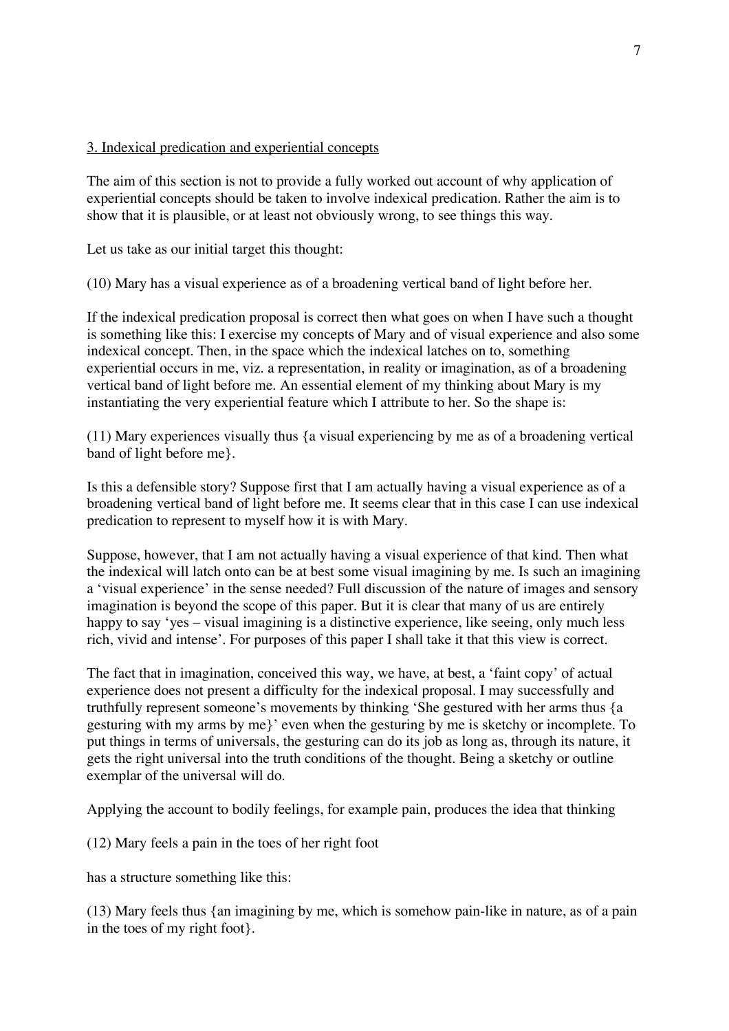## 3. Indexical predication and experiential concepts

The aim of this section is not to provide a fully worked out account of why application of experiential concepts should be taken to involve indexical predication. Rather the aim is to show that it is plausible, or at least not obviously wrong, to see things this way.

Let us take as our initial target this thought:

(10) Mary has a visual experience as of a broadening vertical band of light before her.

If the indexical predication proposal is correct then what goes on when I have such a thought is something like this: I exercise my concepts of Mary and of visual experience and also some indexical concept. Then, in the space which the indexical latches on to, something experiential occurs in me, viz. a representation, in reality or imagination, as of a broadening vertical band of light before me. An essential element of my thinking about Mary is my instantiating the very experiential feature which I attribute to her. So the shape is:

(11) Mary experiences visually thus {a visual experiencing by me as of a broadening vertical band of light before me}.

Is this a defensible story? Suppose first that I am actually having a visual experience as of a broadening vertical band of light before me. It seems clear that in this case I can use indexical predication to represent to myself how it is with Mary.

Suppose, however, that I am not actually having a visual experience of that kind. Then what the indexical will latch onto can be at best some visual imagining by me. Is such an imagining a 'visual experience' in the sense needed? Full discussion of the nature of images and sensory imagination is beyond the scope of this paper. But it is clear that many of us are entirely happy to say 'yes – visual imagining is a distinctive experience, like seeing, only much less rich, vivid and intense'. For purposes of this paper I shall take it that this view is correct.

The fact that in imagination, conceived this way, we have, at best, a 'faint copy' of actual experience does not present a difficulty for the indexical proposal. I may successfully and truthfully represent someone's movements by thinking 'She gestured with her arms thus {a gesturing with my arms by me}' even when the gesturing by me is sketchy or incomplete. To put things in terms of universals, the gesturing can do its job as long as, through its nature, it gets the right universal into the truth conditions of the thought. Being a sketchy or outline exemplar of the universal will do.

Applying the account to bodily feelings, for example pain, produces the idea that thinking

(12) Mary feels a pain in the toes of her right foot

has a structure something like this:

(13) Mary feels thus {an imagining by me, which is somehow pain-like in nature, as of a pain in the toes of my right foot}.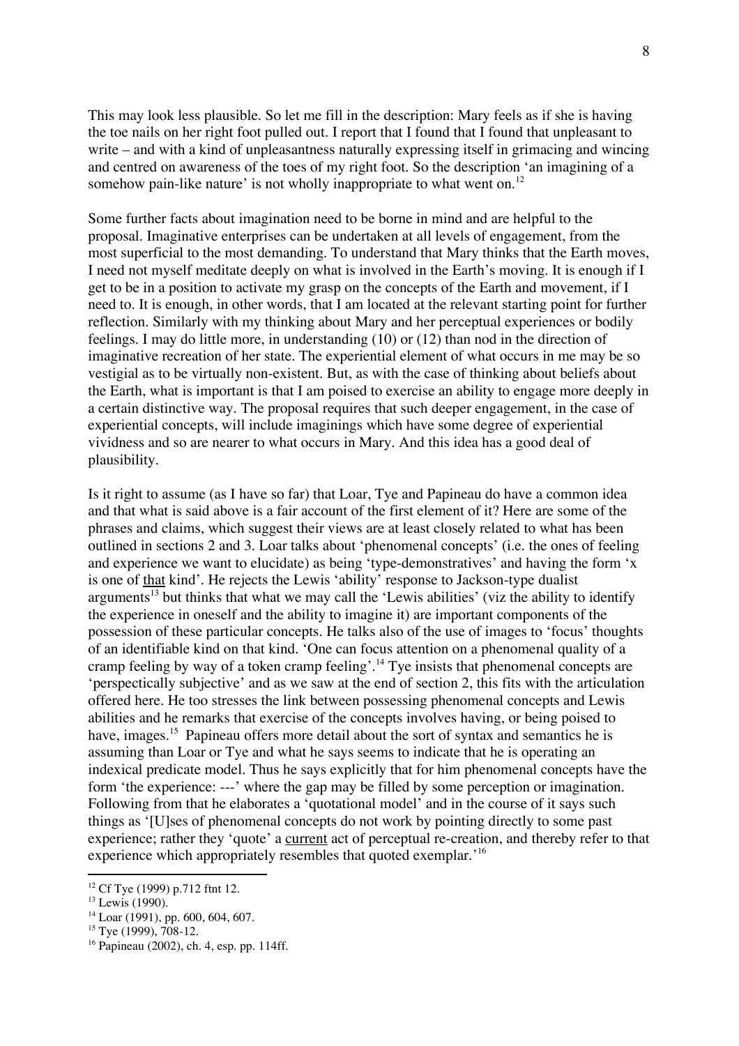This may look less plausible. So let me fill in the description: Mary feels as if she is having the toe nails on her right foot pulled out. I report that I found that I found that unpleasant to write – and with a kind of unpleasantness naturally expressing itself in grimacing and wincing and centred on awareness of the toes of my right foot. So the description 'an imagining of a somehow pain-like nature' is not wholly inappropriate to what went on.[12]

Some further facts about imagination need to be borne in mind and are helpful to the proposal. Imaginative enterprises can be undertaken at all levels of engagement, from the most superficial to the most demanding. To understand that Mary thinks that the Earth moves, I need not myself meditate deeply on what is involved in the Earth's moving. It is enough if I get to be in a position to activate my grasp on the concepts of the Earth and movement, if I need to. It is enough, in other words, that I am located at the relevant starting point for further reflection. Similarly with my thinking about Mary and her perceptual experiences or bodily feelings. I may do little more, in understanding (10) or (12) than nod in the direction of imaginative recreation of her state. The experiential element of what occurs in me may be so vestigial as to be virtually non-existent. But, as with the case of thinking about beliefs about the Earth, what is important is that I am poised to exercise an ability to engage more deeply in a certain distinctive way. The proposal requires that such deeper engagement, in the case of experiential concepts, will include imaginings which have some degree of experiential vividness and so are nearer to what occurs in Mary. And this idea has a good deal of plausibility.

Is it right to assume (as I have so far) that Loar, Tye and Papineau do have a common idea and that what is said above is a fair account of the first element of it? Here are some of the phrases and claims, which suggest their views are at least closely related to what has been outlined in sections 2 and 3. Loar talks about 'phenomenal concepts' (i.e. the ones of feeling and experience we want to elucidate) as being 'type-demonstratives' and having the form 'x is one of that kind'. He rejects the Lewis 'ability' response to Jackson-type dualist arguments[13] but thinks that what we may call the 'Lewis abilities' (viz the ability to identify the experience in oneself and the ability to imagine it) are important components of the possession of these particular concepts. He talks also of the use of images to 'focus' thoughts of an identifiable kind on that kind. 'One can focus attention on a phenomenal quality of a cramp feeling by way of a token cramp feeling'.[14] Tye insists that phenomenal concepts are 'perspectically subjective' and as we saw at the end of section 2, this fits with the articulation offered here. He too stresses the link between possessing phenomenal concepts and Lewis abilities and he remarks that exercise of the concepts involves having, or being poised to have, images.[15] Papineau offers more detail about the sort of syntax and semantics he is assuming than Loar or Tye and what he says seems to indicate that he is operating an indexical predicate model. Thus he says explicitly that for him phenomenal concepts have the form 'the experience: ---' where the gap may be filled by some perception or imagination. Following from that he elaborates a 'quotational model' and in the course of it says such things as '[U]ses of phenomenal concepts do not work by pointing directly to past experience; rather they 'quote' a current act of perceptual re-creation, and thereby refer to that experience which appropriately resembles that quoted exemplar.'[16]

---

[12] Cf Tye (1999) p.712 ftnt 12.

[13] Lewis (1990).

[14] Loar (1991), pp. 600, 604, 607.

[15] Tye (1999), 708-12.

[16] Papineau (2002), ch. 4, esp. pp. 114ff.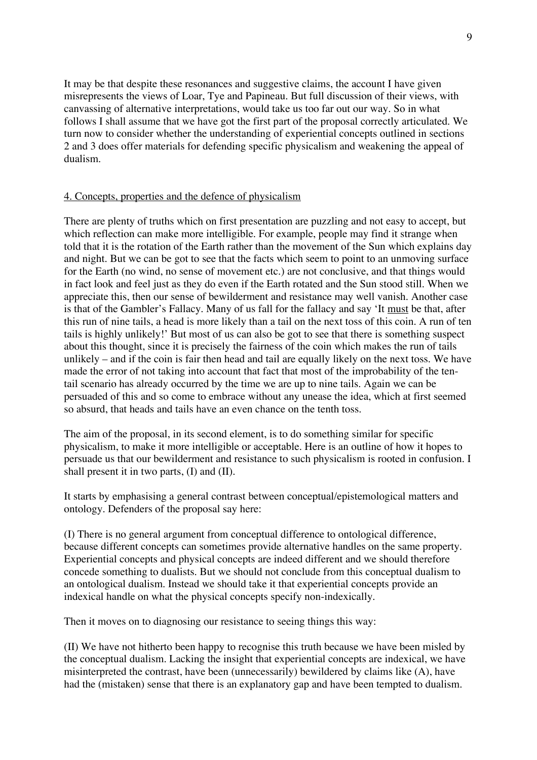It may be that despite these resonances and suggestive claims, the account I have given misrepresents the views of Loar, Tye and Papineau. But full discussion of their views, with canvassing of alternative interpretations, would take us too far out our way. So in what follows I shall assume that we have got the first part of the proposal correctly articulated. We turn now to consider whether the understanding of experiential concepts outlined in sections 2 and 3 does offer materials for defending specific physicalism and weakening the appeal of dualism.

## 4. Concepts, properties and the defence of physicalism

There are plenty of truths which on first presentation are puzzling and not easy to accept, but which reflection can make more intelligible. For example, people may find it strange when told that it is the rotation of the Earth rather than the movement of the Sun which explains day and night. But we can be got to see that the facts which seem to point to an unmoving surface for the Earth (no wind, no sense of movement etc.) are not conclusive, and that things would in fact look and feel just as they do even if the Earth rotated and the Sun stood still. When we appreciate this, then our sense of bewilderment and resistance may well vanish. Another case is that of the Gambler's Fallacy. Many of us fall for the fallacy and say 'It must be that, after this run of nine tails, a head is more likely than a tail on the next toss of this coin. A run of ten tails is highly unlikely!' But most of us can also be got to see that there is something suspect about this thought, since it is precisely the fairness of the coin which makes the run of tails unlikely – and if the coin is fair then head and tail are equally likely on the next toss. We have made the error of not taking into account that fact that most of the improbability of the ten-tail scenario has already occurred by the time we are up to nine tails. Again we can be persuaded of this and so come to embrace without any unease the idea, which at first seemed so absurd, that heads and tails have an even chance on the tenth toss.

The aim of the proposal, in its second element, is to do something similar for specific physicalism, to make it more intelligible or acceptable. Here is an outline of how it hopes to persuade us that our bewilderment and resistance to such physicalism is rooted in confusion. I shall present it in two parts, (I) and (II).

It starts by emphasising a general contrast between conceptual/epistemological matters and ontology. Defenders of the proposal say here:

(I) There is no general argument from conceptual difference to ontological difference, because different concepts can sometimes provide alternative handles on the same property. Experiential concepts and physical concepts are indeed different and we should therefore concede something to dualists. But we should not conclude from this conceptual dualism to an ontological dualism. Instead we should take it that experiential concepts provide an indexical handle on what the physical concepts specify non-indexically.

Then it moves on to diagnosing our resistance to seeing things this way:

(II) We have not hitherto been happy to recognise this truth because we have been misled by the conceptual dualism. Lacking the insight that experiential concepts are indexical, we have misinterpreted the contrast, have been (unnecessarily) bewildered by claims like (A), have had the (mistaken) sense that there is an explanatory gap and have been tempted to dualism.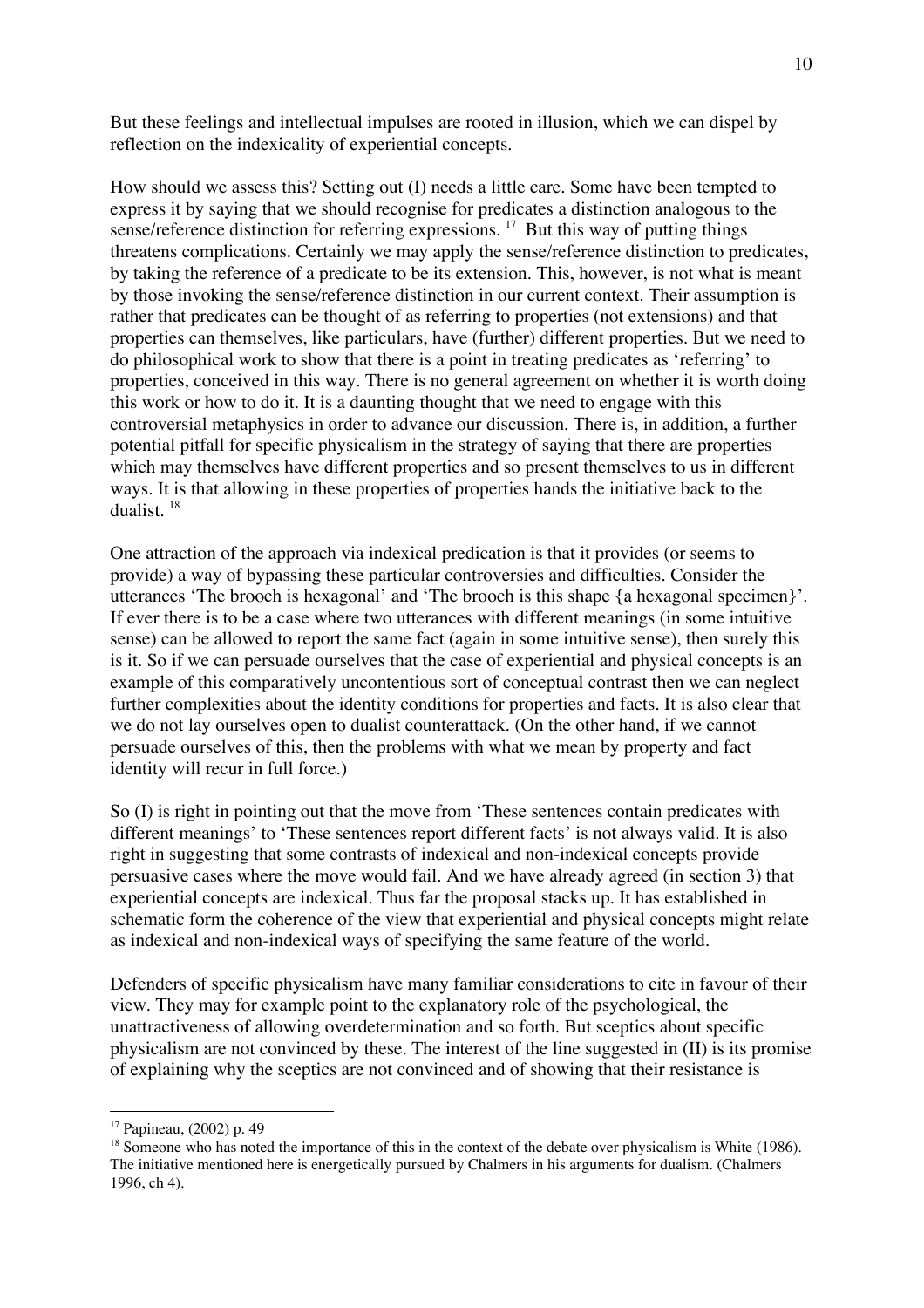But these feelings and intellectual impulses are rooted in illusion, which we can dispel by reflection on the indexicality of experiential concepts.

How should we assess this? Setting out (I) needs a little care. Some have been tempted to express it by saying that we should recognise for predicates a distinction analogous to the sense/reference distinction for referring expressions. [17] But this way of putting things threatens complications. Certainly we may apply the sense/reference distinction to predicates, by taking the reference of a predicate to be its extension. This, however, is not what is meant by those invoking the sense/reference distinction in our current context. Their assumption is rather that predicates can be thought of as referring to properties (not extensions) and that properties can themselves, like particulars, have (further) different properties. But we need to do philosophical work to show that there is a point in treating predicates as 'referring' to properties, conceived in this way. There is no general agreement on whether it is worth doing this work or how to do it. It is a daunting thought that we need to engage with this controversial metaphysics in order to advance our discussion. There is, in addition, a further potential pitfall for specific physicalism in the strategy of saying that there are properties which may themselves have different properties and so present themselves to us in different ways. It is that allowing in these properties of properties hands the initiative back to the dualist. [18]

One attraction of the approach via indexical predication is that it provides (or seems to provide) a way of bypassing these particular controversies and difficulties. Consider the utterances 'The brooch is hexagonal' and 'The brooch is this shape {a hexagonal specimen}'. If ever there is to be a case where two utterances with different meanings (in some intuitive sense) can be allowed to report the same fact (again in some intuitive sense), then surely this is it. So if we can persuade ourselves that the case of experiential and physical concepts is an example of this comparatively uncontentious sort of conceptual contrast then we can neglect further complexities about the identity conditions for properties and facts. It is also clear that we do not lay ourselves open to dualist counterattack. (On the other hand, if we cannot persuade ourselves of this, then the problems with what we mean by property and fact identity will recur in full force.)

So (I) is right in pointing out that the move from 'These sentences contain predicates with different meanings' to 'These sentences report different facts' is not always valid. It is also right in suggesting that some contrasts of indexical and non-indexical concepts provide persuasive cases where the move would fail. And we have already agreed (in section 3) that experiential concepts are indexical. Thus far the proposal stacks up. It has established in schematic form the coherence of the view that experiential and physical concepts might relate as indexical and non-indexical ways of specifying the same feature of the world.

Defenders of specific physicalism have many familiar considerations to cite in favour of their view. They may for example point to the explanatory role of the psychological, the unattractiveness of allowing overdetermination and so forth. But sceptics about specific physicalism are not convinced by these. The interest of the line suggested in (II) is its promise of explaining why the sceptics are not convinced and of showing that their resistance is

---

[17] Papineau, (2002) p. 49

[18] Someone who has noted the importance of this in the context of the debate over physicalism is White (1986). The initiative mentioned here is energetically pursued by Chalmers in his arguments for dualism. (Chalmers 1996, ch 4).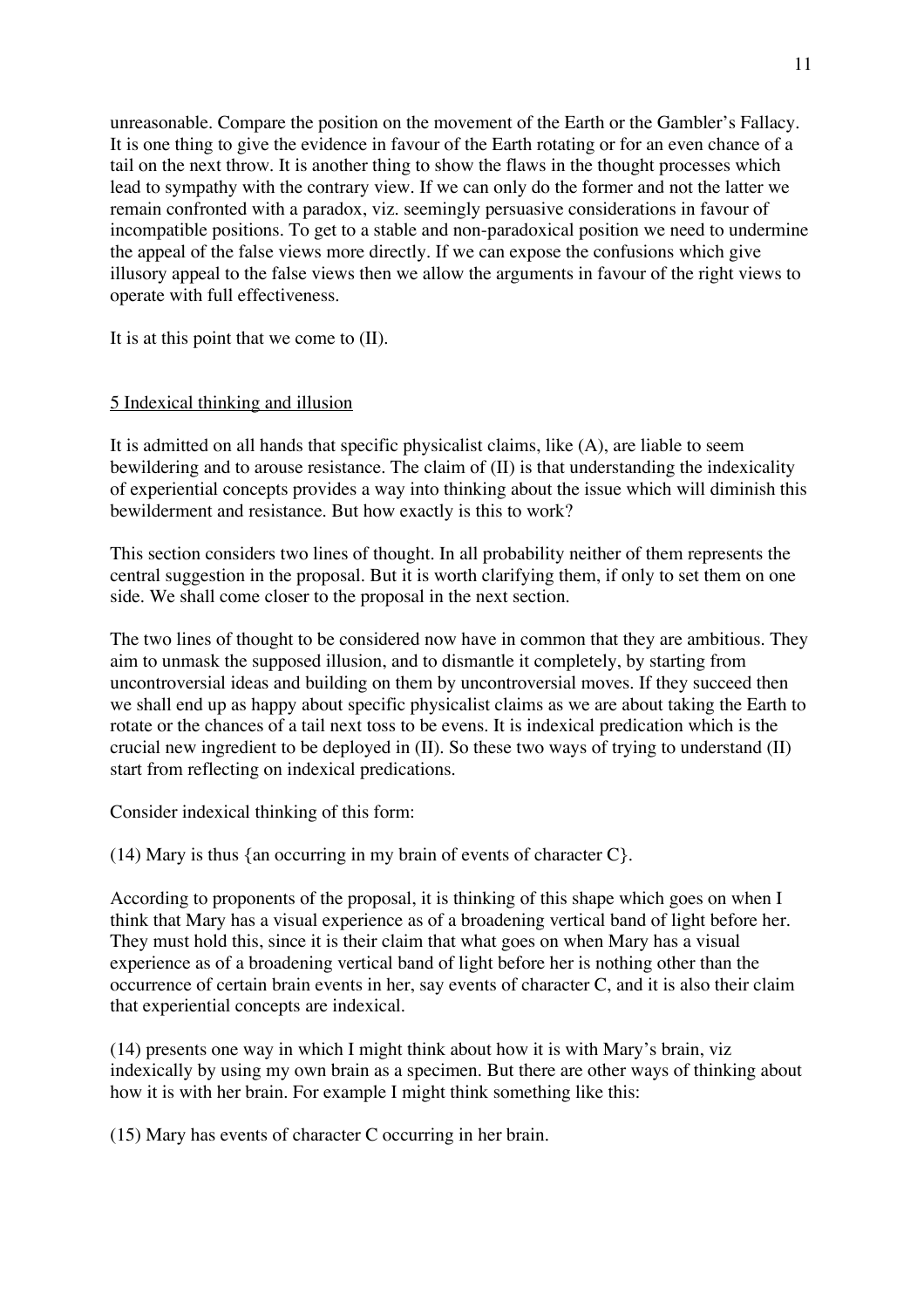unreasonable. Compare the position on the movement of the Earth or the Gambler's Fallacy. It is one thing to give the evidence in favour of the Earth rotating or for an even chance of a tail on the next throw. It is another thing to show the flaws in the thought processes which lead to sympathy with the contrary view. If we can only do the former and not the latter we remain confronted with a paradox, viz. seemingly persuasive considerations in favour of incompatible positions. To get to a stable and non-paradoxical position we need to undermine the appeal of the false views more directly. If we can expose the confusions which give illusory appeal to the false views then we allow the arguments in favour of the right views to operate with full effectiveness.

It is at this point that we come to (II).

## 5 Indexical thinking and illusion

It is admitted on all hands that specific physicalist claims, like (A), are liable to seem bewildering and to arouse resistance. The claim of (II) is that understanding the indexicality of experiential concepts provides a way into thinking about the issue which will diminish this bewilderment and resistance. But how exactly is this to work?

This section considers two lines of thought. In all probability neither of them represents the central suggestion in the proposal. But it is worth clarifying them, if only to set them on one side. We shall come closer to the proposal in the next section.

The two lines of thought to be considered now have in common that they are ambitious. They aim to unmask the supposed illusion, and to dismantle it completely, by starting from uncontroversial ideas and building on them by uncontroversial moves. If they succeed then we shall end up as happy about specific physicalist claims as we are about taking the Earth to rotate or the chances of a tail next toss to be evens. It is indexical predication which is the crucial new ingredient to be deployed in (II). So these two ways of trying to understand (II) start from reflecting on indexical predications.

Consider indexical thinking of this form:

(14) Mary is thus {an occurring in my brain of events of character C}.

According to proponents of the proposal, it is thinking of this shape which goes on when I think that Mary has a visual experience as of a broadening vertical band of light before her. They must hold this, since it is their claim that what goes on when Mary has a visual experience as of a broadening vertical band of light before her is nothing other than the occurrence of certain brain events in her, say events of character C, and it is also their claim that experiential concepts are indexical.

(14) presents one way in which I might think about how it is with Mary's brain, viz indexically by using my own brain as a specimen. But there are other ways of thinking about how it is with her brain. For example I might think something like this:

(15) Mary has events of character C occurring in her brain.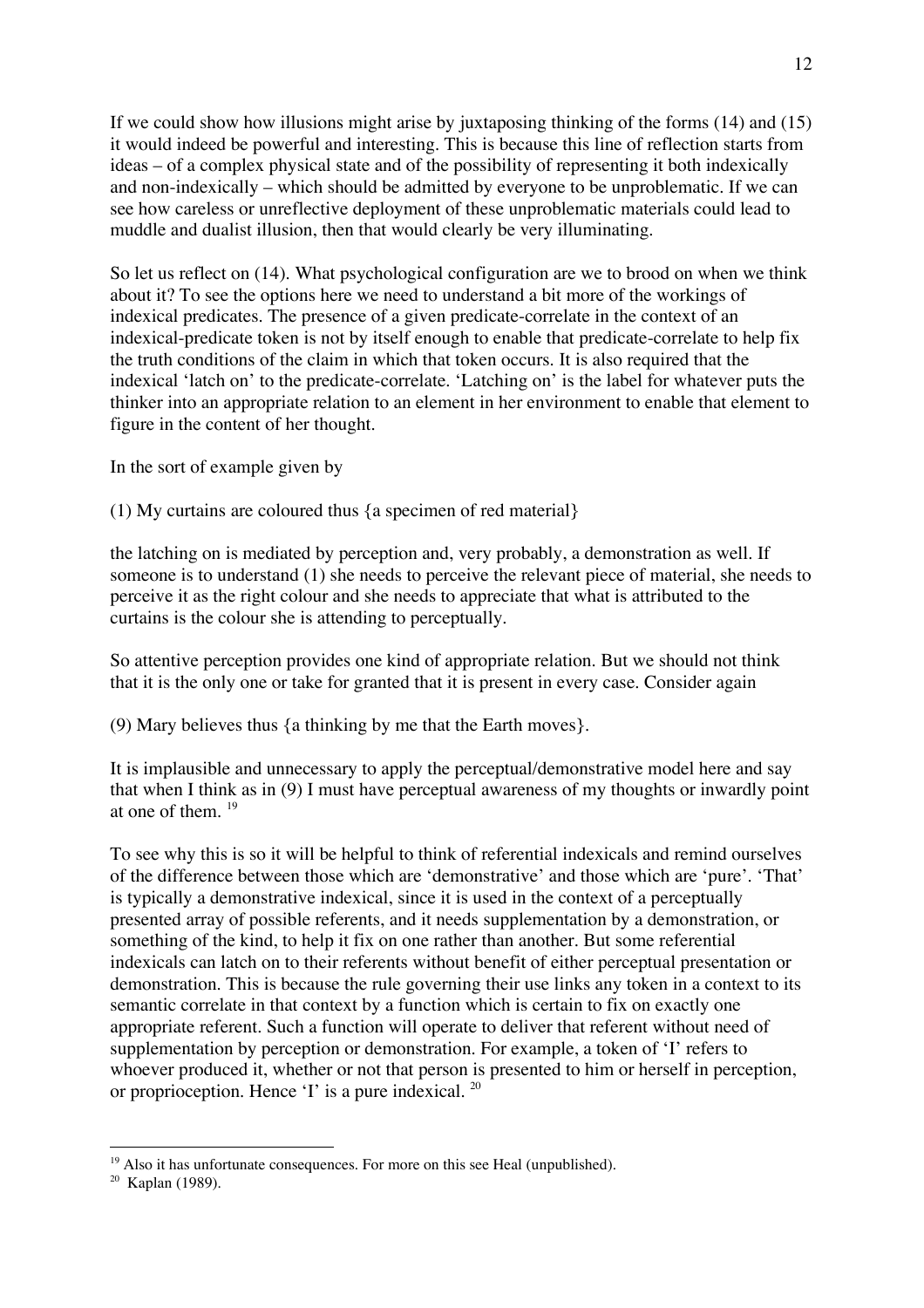If we could show how illusions might arise by juxtaposing thinking of the forms (14) and (15) it would indeed be powerful and interesting. This is because this line of reflection starts from ideas – of a complex physical state and of the possibility of representing it both indexically and non-indexically – which should be admitted by everyone to be unproblematic. If we can see how careless or unreflective deployment of these unproblematic materials could lead to muddle and dualist illusion, then that would clearly be very illuminating.

So let us reflect on (14). What psychological configuration are we to brood on when we think about it? To see the options here we need to understand a bit more of the workings of indexical predicates. The presence of a given predicate-correlate in the context of an indexical-predicate token is not by itself enough to enable that predicate-correlate to help fix the truth conditions of the claim in which that token occurs. It is also required that the indexical 'latch on' to the predicate-correlate. 'Latching on' is the label for whatever puts the thinker into an appropriate relation to an element in her environment to enable that element to figure in the content of her thought.

In the sort of example given by

(1) My curtains are coloured thus {a specimen of red material}

the latching on is mediated by perception and, very probably, a demonstration as well. If someone is to understand (1) she needs to perceive the relevant piece of material, she needs to perceive it as the right colour and she needs to appreciate that what is attributed to the curtains is the colour she is attending to perceptually.

So attentive perception provides one kind of appropriate relation. But we should not think that it is the only one or take for granted that it is present in every case. Consider again

(9) Mary believes thus {a thinking by me that the Earth moves}.

It is implausible and unnecessary to apply the perceptual/demonstrative model here and say that when I think as in (9) I must have perceptual awareness of my thoughts or inwardly point at one of them. [19]

To see why this is so it will be helpful to think of referential indexicals and remind ourselves of the difference between those which are 'demonstrative' and those which are 'pure'. 'That' is typically a demonstrative indexical, since it is used in the context of a perceptually presented array of possible referents, and it needs supplementation by a demonstration, or something of the kind, to help it fix on one rather than another. But some referential indexicals can latch on to their referents without benefit of either perceptual presentation or demonstration. This is because the rule governing their use links any token in a context to its semantic correlate in that context by a function which is certain to fix on exactly one appropriate referent. Such a function will operate to deliver that referent without need of supplementation by perception or demonstration. For example, a token of 'I' refers to whoever produced it, whether or not that person is presented to him or herself in perception, or proprioception. Hence 'I' is a pure indexical. [20]

[19] Also it has unfortunate consequences. For more on this see Heal (unpublished).

[20] Kaplan (1989).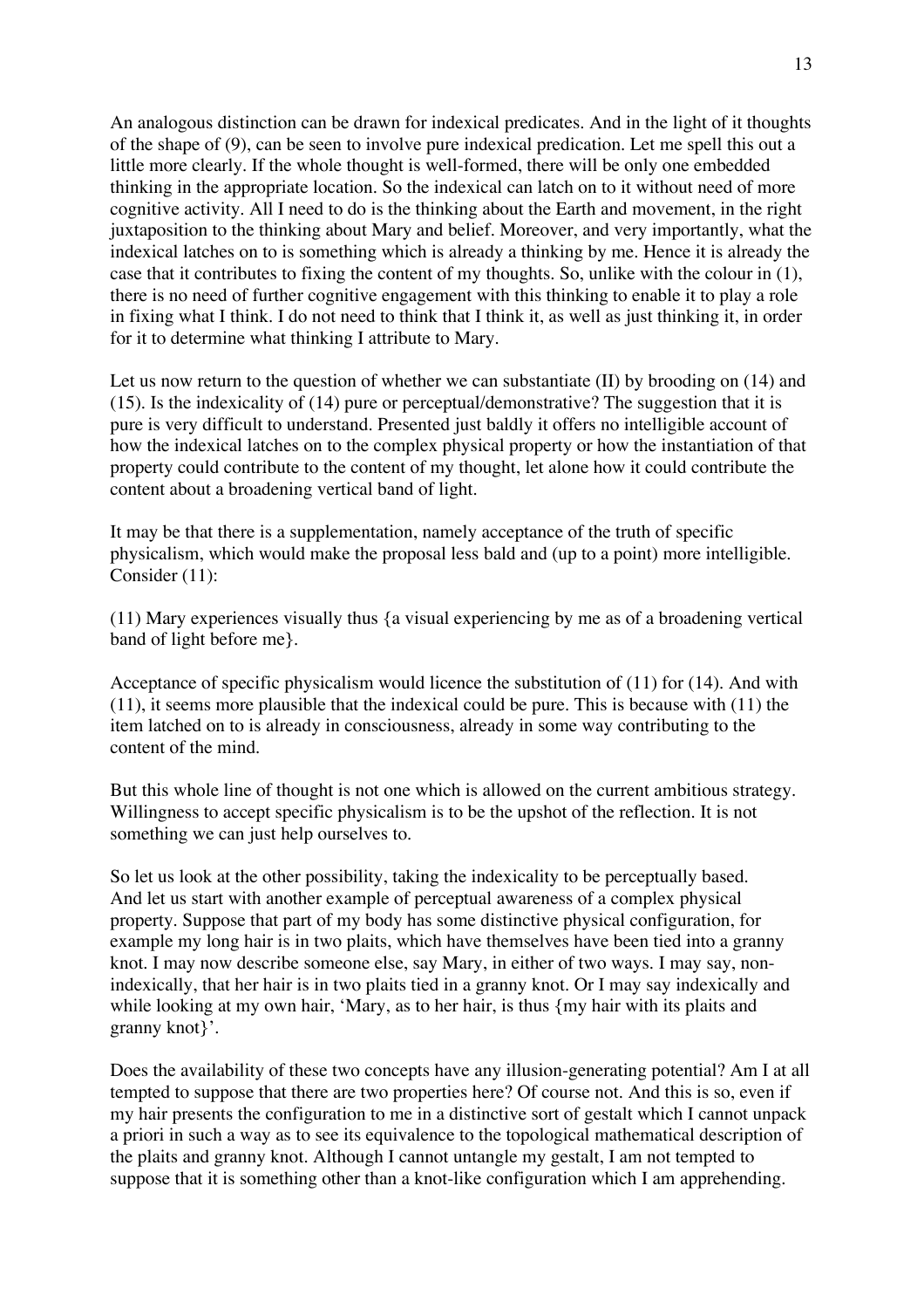An analogous distinction can be drawn for indexical predicates. And in the light of it thoughts of the shape of (9), can be seen to involve pure indexical predication. Let me spell this out a little more clearly. If the whole thought is well-formed, there will be only one embedded thinking in the appropriate location. So the indexical can latch on to it without need of more cognitive activity. All I need to do is the thinking about the Earth and movement, in the right juxtaposition to the thinking about Mary and belief. Moreover, and very importantly, what the indexical latches on to is something which is already a thinking by me. Hence it is already the case that it contributes to fixing the content of my thoughts. So, unlike with the colour in (1), there is no need of further cognitive engagement with this thinking to enable it to play a role in fixing what I think. I do not need to think that I think it, as well as just thinking it, in order for it to determine what thinking I attribute to Mary.

Let us now return to the question of whether we can substantiate (II) by brooding on (14) and (15). Is the indexicality of (14) pure or perceptual/demonstrative? The suggestion that it is pure is very difficult to understand. Presented just baldly it offers no intelligible account of how the indexical latches on to the complex physical property or how the instantiation of that property could contribute to the content of my thought, let alone how it could contribute the content about a broadening vertical band of light.

It may be that there is a supplementation, namely acceptance of the truth of specific physicalism, which would make the proposal less bald and (up to a point) more intelligible. Consider (11):

(11) Mary experiences visually thus {a visual experiencing by me as of a broadening vertical band of light before me}.

Acceptance of specific physicalism would licence the substitution of (11) for (14). And with (11), it seems more plausible that the indexical could be pure. This is because with (11) the item latched on to is already in consciousness, already in some way contributing to the content of the mind.

But this whole line of thought is not one which is allowed on the current ambitious strategy. Willingness to accept specific physicalism is to be the upshot of the reflection. It is not something we can just help ourselves to.

So let us look at the other possibility, taking the indexicality to be perceptually based. And let us start with another example of perceptual awareness of a complex physical property. Suppose that part of my body has some distinctive physical configuration, for example my long hair is in two plaits, which have themselves have been tied into a granny knot. I may now describe someone else, say Mary, in either of two ways. I may say, non-indexically, that her hair is in two plaits tied in a granny knot. Or I may say indexically and while looking at my own hair, 'Mary, as to her hair, is thus {my hair with its plaits and granny knot}'.

Does the availability of these two concepts have any illusion-generating potential? Am I at all tempted to suppose that there are two properties here? Of course not. And this is so, even if my hair presents the configuration to me in a distinctive sort of gestalt which I cannot unpack a priori in such a way as to see its equivalence to the topological mathematical description of the plaits and granny knot. Although I cannot untangle my gestalt, I am not tempted to suppose that it is something other than a knot-like configuration which I am apprehending.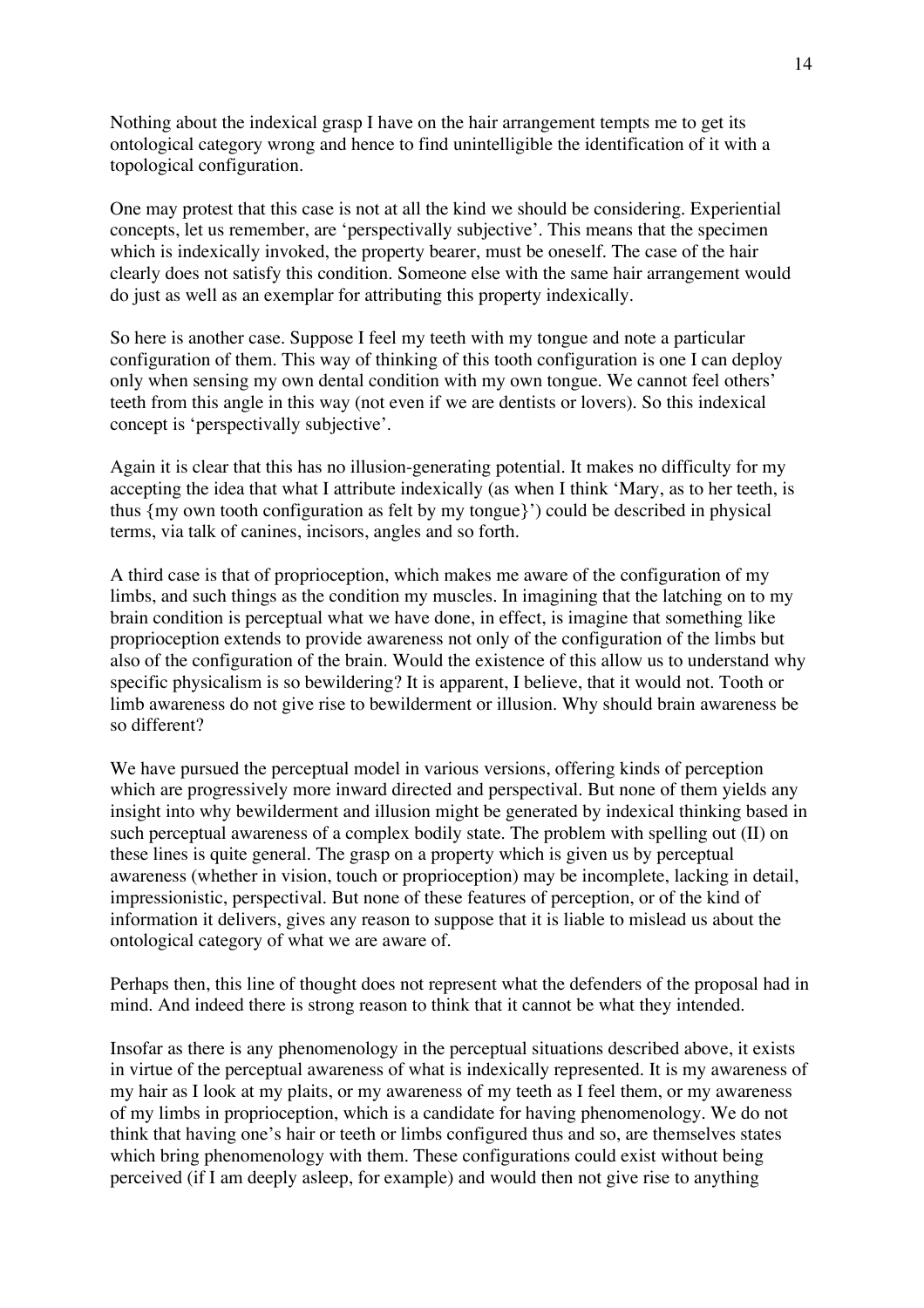Nothing about the indexical grasp I have on the hair arrangement tempts me to get its ontological category wrong and hence to find unintelligible the identification of it with a topological configuration.

One may protest that this case is not at all the kind we should be considering. Experiential concepts, let us remember, are 'perspectivally subjective'. This means that the specimen which is indexically invoked, the property bearer, must be oneself. The case of the hair clearly does not satisfy this condition. Someone else with the same hair arrangement would do just as well as an exemplar for attributing this property indexically.

So here is another case. Suppose I feel my teeth with my tongue and note a particular configuration of them. This way of thinking of this tooth configuration is one I can deploy only when sensing my own dental condition with my own tongue. We cannot feel others' teeth from this angle in this way (not even if we are dentists or lovers). So this indexical concept is 'perspectivally subjective'.

Again it is clear that this has no illusion-generating potential. It makes no difficulty for my accepting the idea that what I attribute indexically (as when I think 'Mary, as to her teeth, is thus {my own tooth configuration as felt by my tongue}') could be described in physical terms, via talk of canines, incisors, angles and so forth.

A third case is that of proprioception, which makes me aware of the configuration of my limbs, and such things as the condition my muscles. In imagining that the latching on to my brain condition is perceptual what we have done, in effect, is imagine that something like proprioception extends to provide awareness not only of the configuration of the limbs but also of the configuration of the brain. Would the existence of this allow us to understand why specific physicalism is so bewildering? It is apparent, I believe, that it would not. Tooth or limb awareness do not give rise to bewilderment or illusion. Why should brain awareness be so different?

We have pursued the perceptual model in various versions, offering kinds of perception which are progressively more inward directed and perspectival. But none of them yields any insight into why bewilderment and illusion might be generated by indexical thinking based in such perceptual awareness of a complex bodily state. The problem with spelling out (II) on these lines is quite general. The grasp on a property which is given us by perceptual awareness (whether in vision, touch or proprioception) may be incomplete, lacking in detail, impressionistic, perspectival. But none of these features of perception, or of the kind of information it delivers, gives any reason to suppose that it is liable to mislead us about the ontological category of what we are aware of.

Perhaps then, this line of thought does not represent what the defenders of the proposal had in mind. And indeed there is strong reason to think that it cannot be what they intended.

Insofar as there is any phenomenology in the perceptual situations described above, it exists in virtue of the perceptual awareness of what is indexically represented. It is my awareness of my hair as I look at my plaits, or my awareness of my teeth as I feel them, or my awareness of my limbs in proprioception, which is a candidate for having phenomenology. We do not think that having one's hair or teeth or limbs configured thus and so, are themselves states which bring phenomenology with them. These configurations could exist without being perceived (if I am deeply asleep, for example) and would then not give rise to anything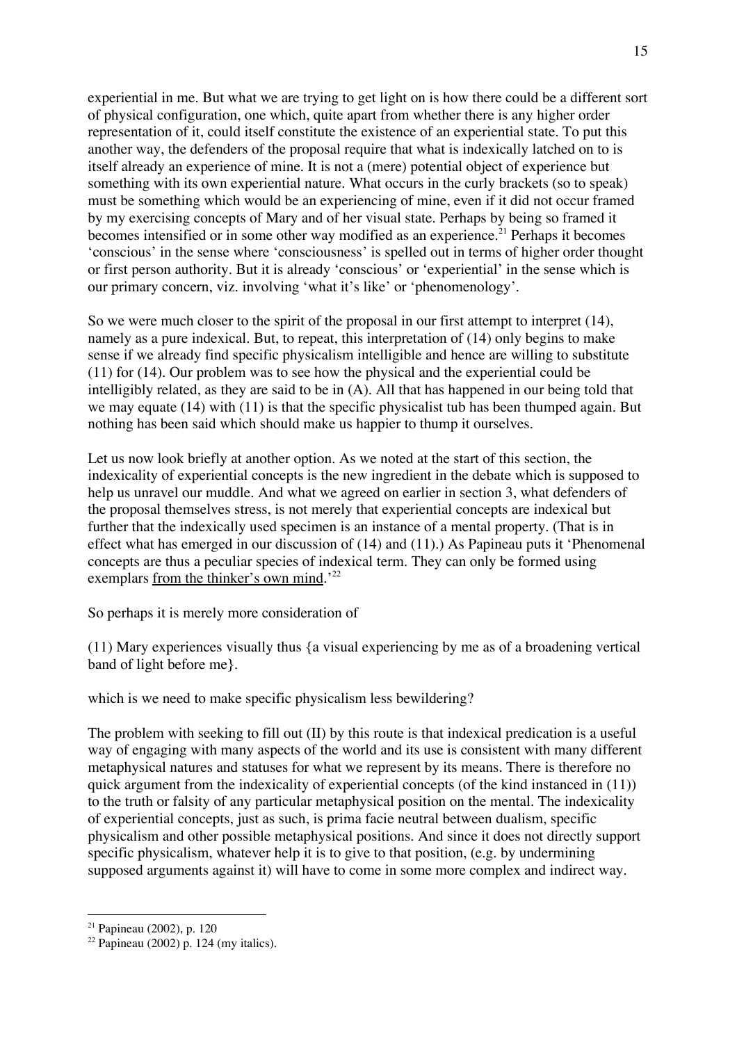experiential in me. But what we are trying to get light on is how there could be a different sort of physical configuration, one which, quite apart from whether there is any higher order representation of it, could itself constitute the existence of an experiential state. To put this another way, the defenders of the proposal require that what is indexically latched on to is itself already an experience of mine. It is not a (mere) potential object of experience but something with its own experiential nature. What occurs in the curly brackets (so to speak) must be something which would be an experiencing of mine, even if it did not occur framed by my exercising concepts of Mary and of her visual state. Perhaps by being so framed it becomes intensified or in some other way modified as an experience.[21] Perhaps it becomes 'conscious' in the sense where 'consciousness' is spelled out in terms of higher order thought or first person authority. But it is already 'conscious' or 'experiential' in the sense which is our primary concern, viz. involving 'what it's like' or 'phenomenology'.

So we were much closer to the spirit of the proposal in our first attempt to interpret (14), namely as a pure indexical. But, to repeat, this interpretation of (14) only begins to make sense if we already find specific physicalism intelligible and hence are willing to substitute (11) for (14). Our problem was to see how the physical and the experiential could be intelligibly related, as they are said to be in (A). All that has happened in our being told that we may equate (14) with (11) is that the specific physicalist tub has been thumped again. But nothing has been said which should make us happier to thump it ourselves.

Let us now look briefly at another option. As we noted at the start of this section, the indexicality of experiential concepts is the new ingredient in the debate which is supposed to help us unravel our muddle. And what we agreed on earlier in section 3, what defenders of the proposal themselves stress, is not merely that experiential concepts are indexical but further that the indexically used specimen is an instance of a mental property. (That is in effect what has emerged in our discussion of (14) and (11).) As Papineau puts it 'Phenomenal concepts are thus a peculiar species of indexical term. They can only be formed using exemplars <u>from the thinker's own mind</u>.'[22]

So perhaps it is merely more consideration of

(11) Mary experiences visually thus {a visual experiencing by me as of a broadening vertical band of light before me}.

which is we need to make specific physicalism less bewildering?

The problem with seeking to fill out (II) by this route is that indexical predication is a useful way of engaging with many aspects of the world and its use is consistent with many different metaphysical natures and statuses for what we represent by its means. There is therefore no quick argument from the indexicality of experiential concepts (of the kind instanced in (11)) to the truth or falsity of any particular metaphysical position on the mental. The indexicality of experiential concepts, just as such, is prima facie neutral between dualism, specific physicalism and other possible metaphysical positions. And since it does not directly support specific physicalism, whatever help it is to give to that position, (e.g. by undermining supposed arguments against it) will have to come in some more complex and indirect way.

---

[21] Papineau (2002), p. 120

[22] Papineau (2002) p. 124 (my italics).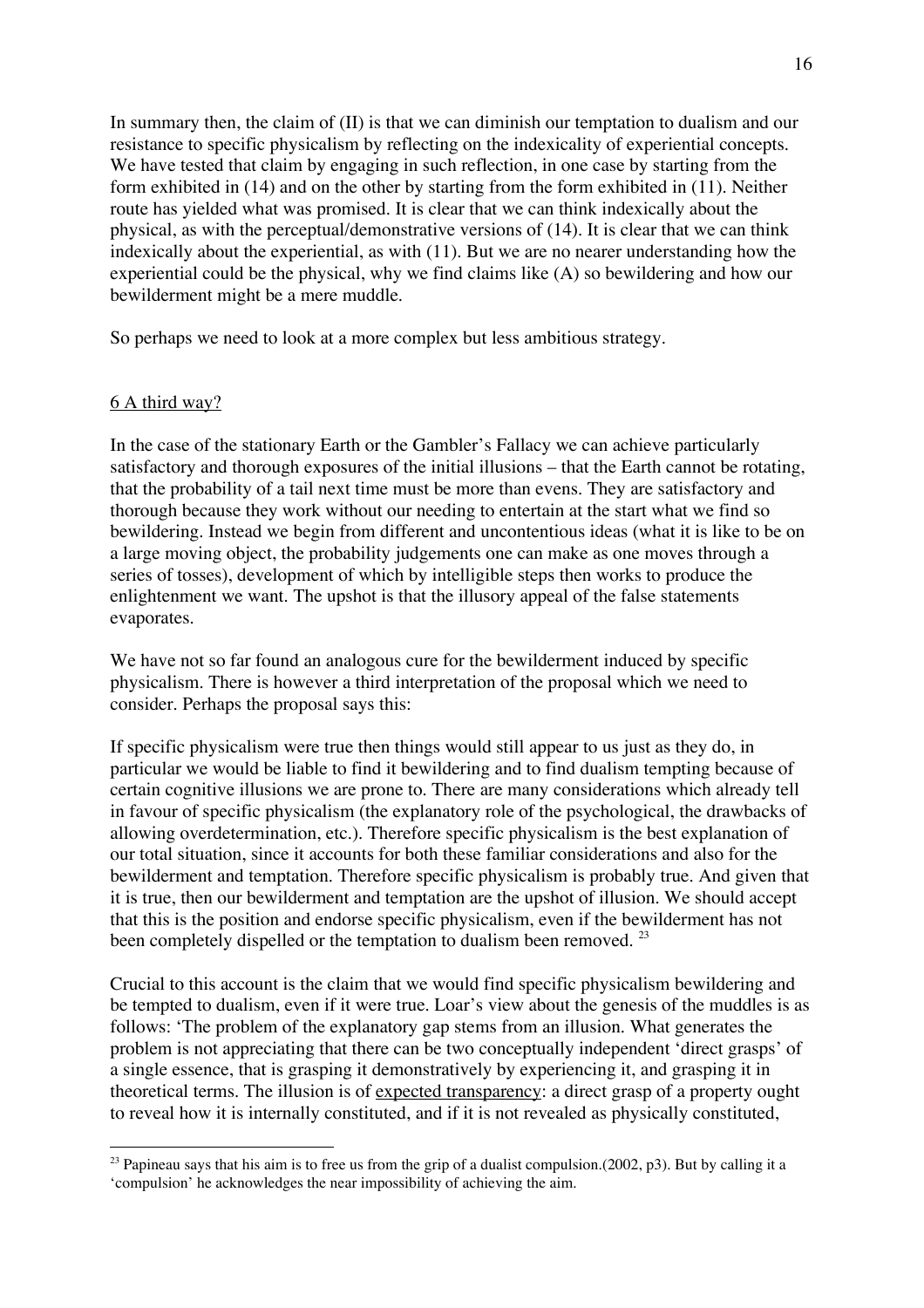In summary then, the claim of (II) is that we can diminish our temptation to dualism and our resistance to specific physicalism by reflecting on the indexicality of experiential concepts. We have tested that claim by engaging in such reflection, in one case by starting from the form exhibited in (14) and on the other by starting from the form exhibited in (11). Neither route has yielded what was promised. It is clear that we can think indexically about the physical, as with the perceptual/demonstrative versions of (14). It is clear that we can think indexically about the experiential, as with (11). But we are no nearer understanding how the experiential could be the physical, why we find claims like (A) so bewildering and how our bewilderment might be a mere muddle.

So perhaps we need to look at a more complex but less ambitious strategy.

## 6 A third way?

In the case of the stationary Earth or the Gambler's Fallacy we can achieve particularly satisfactory and thorough exposures of the initial illusions – that the Earth cannot be rotating, that the probability of a tail next time must be more than evens. They are satisfactory and thorough because they work without our needing to entertain at the start what we find so bewildering. Instead we begin from different and uncontentious ideas (what it is like to be on a large moving object, the probability judgements one can make as one moves through a series of tosses), development of which by intelligible steps then works to produce the enlightenment we want. The upshot is that the illusory appeal of the false statements evaporates.

We have not so far found an analogous cure for the bewilderment induced by specific physicalism. There is however a third interpretation of the proposal which we need to consider. Perhaps the proposal says this:

If specific physicalism were true then things would still appear to us just as they do, in particular we would be liable to find it bewildering and to find dualism tempting because of certain cognitive illusions we are prone to. There are many considerations which already tell in favour of specific physicalism (the explanatory role of the psychological, the drawbacks of allowing overdetermination, etc.). Therefore specific physicalism is the best explanation of our total situation, since it accounts for both these familiar considerations and also for the bewilderment and temptation. Therefore specific physicalism is probably true. And given that it is true, then our bewilderment and temptation are the upshot of illusion. We should accept that this is the position and endorse specific physicalism, even if the bewilderment has not been completely dispelled or the temptation to dualism been removed. [23]

Crucial to this account is the claim that we would find specific physicalism bewildering and be tempted to dualism, even if it were true. Loar's view about the genesis of the muddles is as follows: 'The problem of the explanatory gap stems from an illusion. What generates the problem is not appreciating that there can be two conceptually independent 'direct grasps' of a single essence, that is grasping it demonstratively by experiencing it, and grasping it in theoretical terms. The illusion is of <u>expected transparency</u>: a direct grasp of a property ought to reveal how it is internally constituted, and if it is not revealed as physically constituted,

[23] Papineau says that his aim is to free us from the grip of a dualist compulsion.(2002, p3). But by calling it a 'compulsion' he acknowledges the near impossibility of achieving the aim.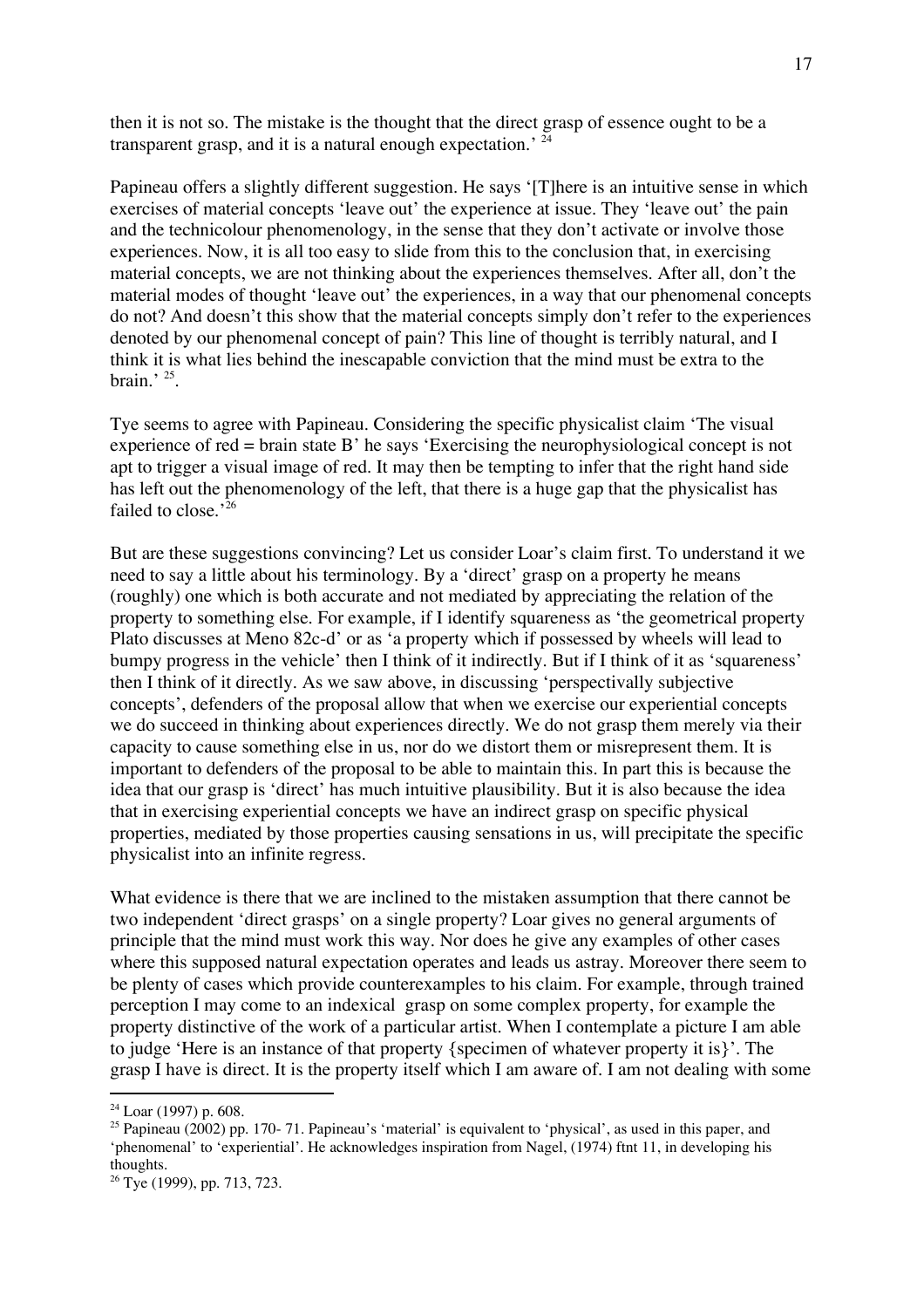then it is not so. The mistake is the thought that the direct grasp of essence ought to be a transparent grasp, and it is a natural enough expectation.' [24]

Papineau offers a slightly different suggestion. He says '[T]here is an intuitive sense in which exercises of material concepts 'leave out' the experience at issue. They 'leave out' the pain and the technicolour phenomenology, in the sense that they don't activate or involve those experiences. Now, it is all too easy to slide from this to the conclusion that, in exercising material concepts, we are not thinking about the experiences themselves. After all, don't the material modes of thought 'leave out' the experiences, in a way that our phenomenal concepts do not? And doesn't this show that the material concepts simply don't refer to the experiences denoted by our phenomenal concept of pain? This line of thought is terribly natural, and I think it is what lies behind the inescapable conviction that the mind must be extra to the brain.' [25].

Tye seems to agree with Papineau. Considering the specific physicalist claim 'The visual experience of red = brain state B' he says 'Exercising the neurophysiological concept is not apt to trigger a visual image of red. It may then be tempting to infer that the right hand side has left out the phenomenology of the left, that there is a huge gap that the physicalist has failed to close.'[26]

But are these suggestions convincing? Let us consider Loar's claim first. To understand it we need to say a little about his terminology. By a 'direct' grasp on a property he means (roughly) one which is both accurate and not mediated by appreciating the relation of the property to something else. For example, if I identify squareness as 'the geometrical property Plato discusses at Meno 82c-d' or as 'a property which if possessed by wheels will lead to bumpy progress in the vehicle' then I think of it indirectly. But if I think of it as 'squareness' then I think of it directly. As we saw above, in discussing 'perspectivally subjective concepts', defenders of the proposal allow that when we exercise our experiential concepts we do succeed in thinking about experiences directly. We do not grasp them merely via their capacity to cause something else in us, nor do we distort them or misrepresent them. It is important to defenders of the proposal to be able to maintain this. In part this is because the idea that our grasp is 'direct' has much intuitive plausibility. But it is also because the idea that in exercising experiential concepts we have an indirect grasp on specific physical properties, mediated by those properties causing sensations in us, will precipitate the specific physicalist into an infinite regress.

What evidence is there that we are inclined to the mistaken assumption that there cannot be two independent 'direct grasps' on a single property? Loar gives no general arguments of principle that the mind must work this way. Nor does he give any examples of other cases where this supposed natural expectation operates and leads us astray. Moreover there seem to be plenty of cases which provide counterexamples to his claim. For example, through trained perception I may come to an indexical grasp on some complex property, for example the property distinctive of the work of a particular artist. When I contemplate a picture I am able to judge 'Here is an instance of that property {specimen of whatever property it is}'. The grasp I have is direct. It is the property itself which I am aware of. I am not dealing with some

---

[24] Loar (1997) p. 608.

[25] Papineau (2002) pp. 170- 71. Papineau's 'material' is equivalent to 'physical', as used in this paper, and 'phenomenal' to 'experiential'. He acknowledges inspiration from Nagel, (1974) ftnt 11, in developing his thoughts.

[26] Tye (1999), pp. 713, 723.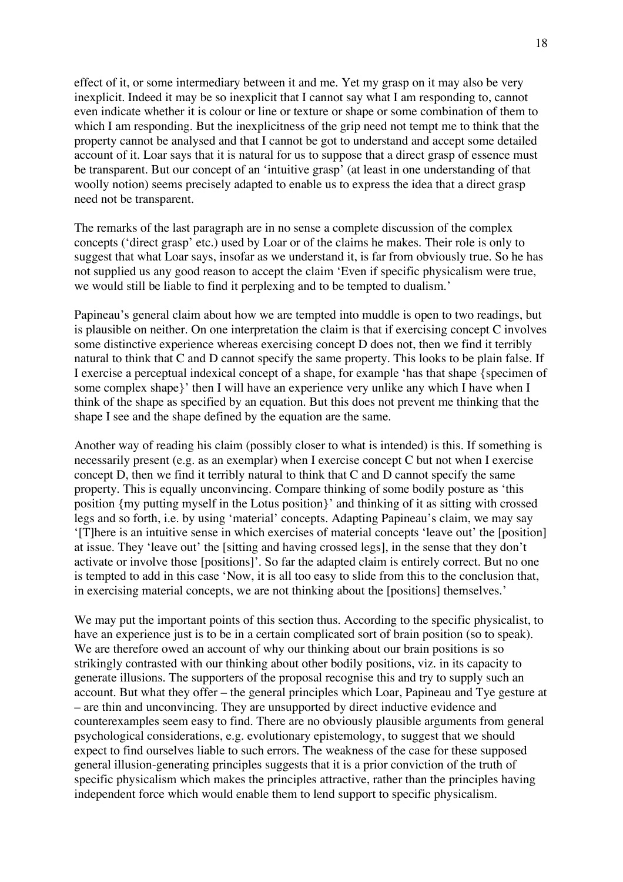effect of it, or some intermediary between it and me. Yet my grasp on it may also be very inexplicit. Indeed it may be so inexplicit that I cannot say what I am responding to, cannot even indicate whether it is colour or line or texture or shape or some combination of them to which I am responding. But the inexplicitness of the grip need not tempt me to think that the property cannot be analysed and that I cannot be got to understand and accept some detailed account of it. Loar says that it is natural for us to suppose that a direct grasp of essence must be transparent. But our concept of an 'intuitive grasp' (at least in one understanding of that woolly notion) seems precisely adapted to enable us to express the idea that a direct grasp need not be transparent.

The remarks of the last paragraph are in no sense a complete discussion of the complex concepts ('direct grasp' etc.) used by Loar or of the claims he makes. Their role is only to suggest that what Loar says, insofar as we understand it, is far from obviously true. So he has not supplied us any good reason to accept the claim 'Even if specific physicalism were true, we would still be liable to find it perplexing and to be tempted to dualism.'

Papineau's general claim about how we are tempted into muddle is open to two readings, but is plausible on neither. On one interpretation the claim is that if exercising concept C involves some distinctive experience whereas exercising concept D does not, then we find it terribly natural to think that C and D cannot specify the same property. This looks to be plain false. If I exercise a perceptual indexical concept of a shape, for example 'has that shape {specimen of some complex shape}' then I will have an experience very unlike any which I have when I think of the shape as specified by an equation. But this does not prevent me thinking that the shape I see and the shape defined by the equation are the same.

Another way of reading his claim (possibly closer to what is intended) is this. If something is necessarily present (e.g. as an exemplar) when I exercise concept C but not when I exercise concept D, then we find it terribly natural to think that C and D cannot specify the same property. This is equally unconvincing. Compare thinking of some bodily posture as 'this position {my putting myself in the Lotus position}' and thinking of it as sitting with crossed legs and so forth, i.e. by using 'material' concepts. Adapting Papineau's claim, we may say '[T]here is an intuitive sense in which exercises of material concepts 'leave out' the [position] at issue. They 'leave out' the [sitting and having crossed legs], in the sense that they don't activate or involve those [positions]'. So far the adapted claim is entirely correct. But no one is tempted to add in this case 'Now, it is all too easy to slide from this to the conclusion that, in exercising material concepts, we are not thinking about the [positions] themselves.'

We may put the important points of this section thus. According to the specific physicalist, to have an experience just is to be in a certain complicated sort of brain position (so to speak). We are therefore owed an account of why our thinking about our brain positions is so strikingly contrasted with our thinking about other bodily positions, viz. in its capacity to generate illusions. The supporters of the proposal recognise this and try to supply such an account. But what they offer – the general principles which Loar, Papineau and Tye gesture at – are thin and unconvincing. They are unsupported by direct inductive evidence and counterexamples seem easy to find. There are no obviously plausible arguments from general psychological considerations, e.g. evolutionary epistemology, to suggest that we should expect to find ourselves liable to such errors. The weakness of the case for these supposed general illusion-generating principles suggests that it is a prior conviction of the truth of specific physicalism which makes the principles attractive, rather than the principles having independent force which would enable them to lend support to specific physicalism.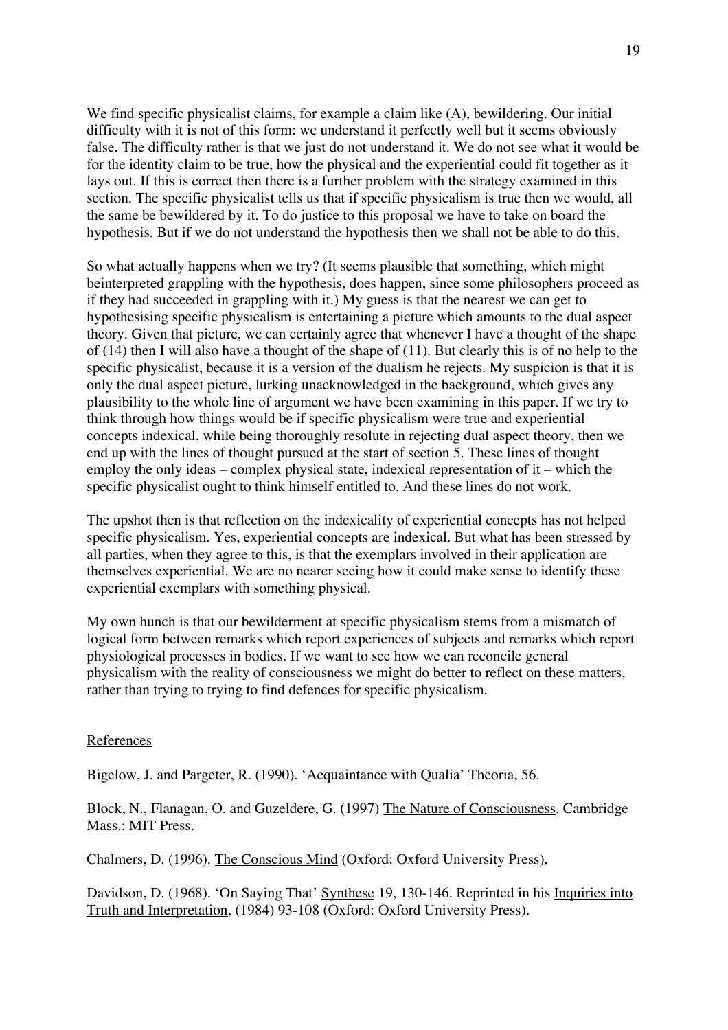We find specific physicalist claims, for example a claim like (A), bewildering. Our initial difficulty with it is not of this form: we understand it perfectly well but it seems obviously false. The difficulty rather is that we just do not understand it. We do not see what it would be for the identity claim to be true, how the physical and the experiential could fit together as it lays out. If this is correct then there is a further problem with the strategy examined in this section. The specific physicalist tells us that if specific physicalism is true then we would, all the same be bewildered by it. To do justice to this proposal we have to take on board the hypothesis. But if we do not understand the hypothesis then we shall not be able to do this.

So what actually happens when we try? (It seems plausible that something, which might beinterpreted grappling with the hypothesis, does happen, since some philosophers proceed as if they had succeeded in grappling with it.) My guess is that the nearest we can get to hypothesising specific physicalism is entertaining a picture which amounts to the dual aspect theory. Given that picture, we can certainly agree that whenever I have a thought of the shape of (14) then I will also have a thought of the shape of (11). But clearly this is of no help to the specific physicalist, because it is a version of the dualism he rejects. My suspicion is that it is only the dual aspect picture, lurking unacknowledged in the background, which gives any plausibility to the whole line of argument we have been examining in this paper. If we try to think through how things would be if specific physicalism were true and experiential concepts indexical, while being thoroughly resolute in rejecting dual aspect theory, then we end up with the lines of thought pursued at the start of section 5. These lines of thought employ the only ideas – complex physical state, indexical representation of it – which the specific physicalist ought to think himself entitled to. And these lines do not work.

The upshot then is that reflection on the indexicality of experiential concepts has not helped specific physicalism. Yes, experiential concepts are indexical. But what has been stressed by all parties, when they agree to this, is that the exemplars involved in their application are themselves experiential. We are no nearer seeing how it could make sense to identify these experiential exemplars with something physical.

My own hunch is that our bewilderment at specific physicalism stems from a mismatch of logical form between remarks which report experiences of subjects and remarks which report physiological processes in bodies. If we want to see how we can reconcile general physicalism with the reality of consciousness we might do better to reflect on these matters, rather than trying to trying to find defences for specific physicalism.

## References

Bigelow, J. and Pargeter, R. (1990). 'Acquaintance with Qualia' Theoria, 56.

Block, N., Flanagan, O. and Guzeldere, G. (1997) The Nature of Consciousness. Cambridge Mass.: MIT Press.

Chalmers, D. (1996). The Conscious Mind (Oxford: Oxford University Press).

Davidson, D. (1968). 'On Saying That' Synthese 19, 130-146. Reprinted in his Inquiries into Truth and Interpretation, (1984) 93-108 (Oxford: Oxford University Press).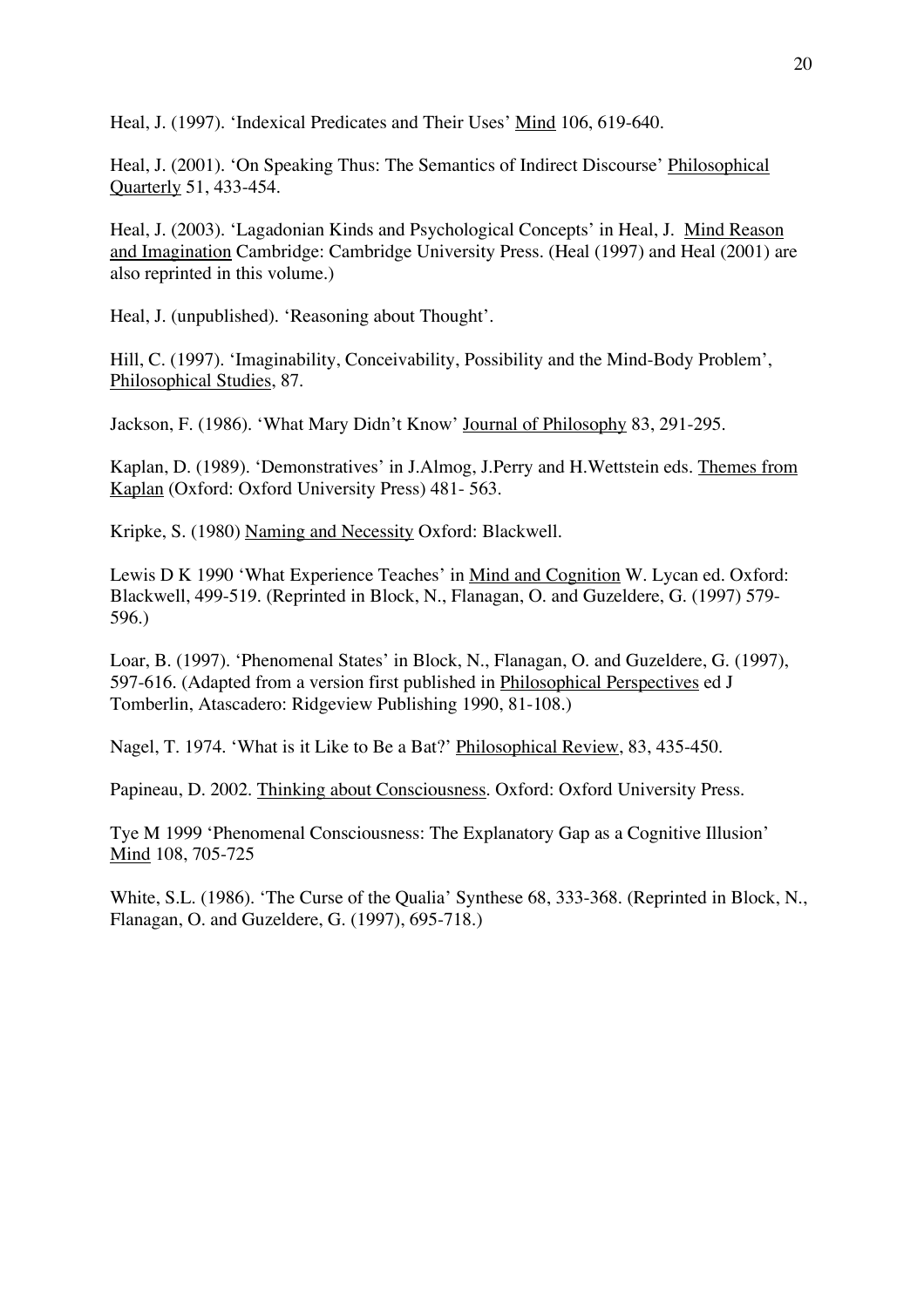Heal, J. (1997). 'Indexical Predicates and Their Uses' Mind 106, 619-640.

Heal, J. (2001). 'On Speaking Thus: The Semantics of Indirect Discourse' Philosophical Quarterly 51, 433-454.

Heal, J. (2003). 'Lagadonian Kinds and Psychological Concepts' in Heal, J. Mind Reason and Imagination Cambridge: Cambridge University Press. (Heal (1997) and Heal (2001) are also reprinted in this volume.)

Heal, J. (unpublished). 'Reasoning about Thought'.

Hill, C. (1997). 'Imaginability, Conceivability, Possibility and the Mind-Body Problem', Philosophical Studies, 87.

Jackson, F. (1986). 'What Mary Didn't Know' Journal of Philosophy 83, 291-295.

Kaplan, D. (1989). 'Demonstratives' in J.Almog, J.Perry and H.Wettstein eds. Themes from Kaplan (Oxford: Oxford University Press) 481- 563.

Kripke, S. (1980) Naming and Necessity Oxford: Blackwell.

Lewis D K 1990 'What Experience Teaches' in Mind and Cognition W. Lycan ed. Oxford: Blackwell, 499-519. (Reprinted in Block, N., Flanagan, O. and Guzeldere, G. (1997) 579-596.)

Loar, B. (1997). 'Phenomenal States' in Block, N., Flanagan, O. and Guzeldere, G. (1997), 597-616. (Adapted from a version first published in Philosophical Perspectives ed J Tomberlin, Atascadero: Ridgeview Publishing 1990, 81-108.)

Nagel, T. 1974. 'What is it Like to Be a Bat?' Philosophical Review, 83, 435-450.

Papineau, D. 2002. Thinking about Consciousness. Oxford: Oxford University Press.

Tye M 1999 'Phenomenal Consciousness: The Explanatory Gap as a Cognitive Illusion' Mind 108, 705-725

White, S.L. (1986). 'The Curse of the Qualia' Synthese 68, 333-368. (Reprinted in Block, N., Flanagan, O. and Guzeldere, G. (1997), 695-718.)